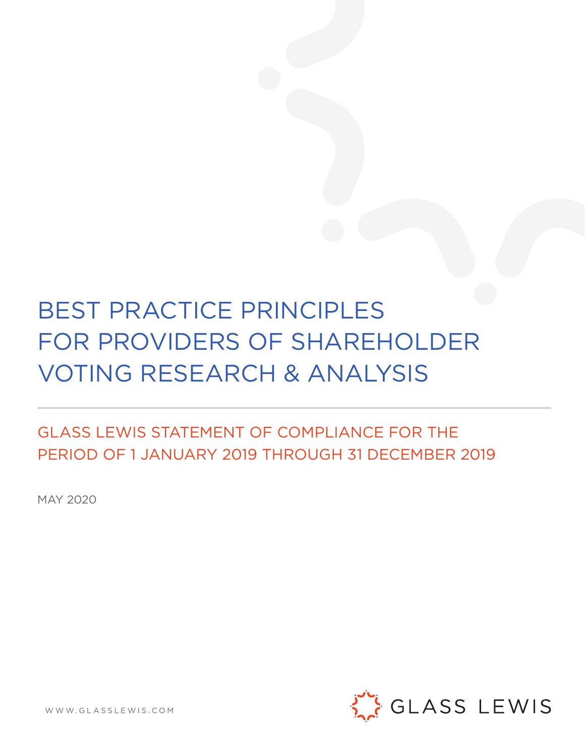# BEST PRACTICE PRINCIPLES FOR PROVIDERS OF SHAREHOLDER VOTING RESEARCH & ANALYSIS

## GLASS LEWIS STATEMENT OF COMPLIANCE FOR THE PERIOD OF 1 JANUARY 2019 THROUGH 31 DECEMBER 2019

MAY 2020

WWW.GLASSLEWIS.COM

GLASS LEWIS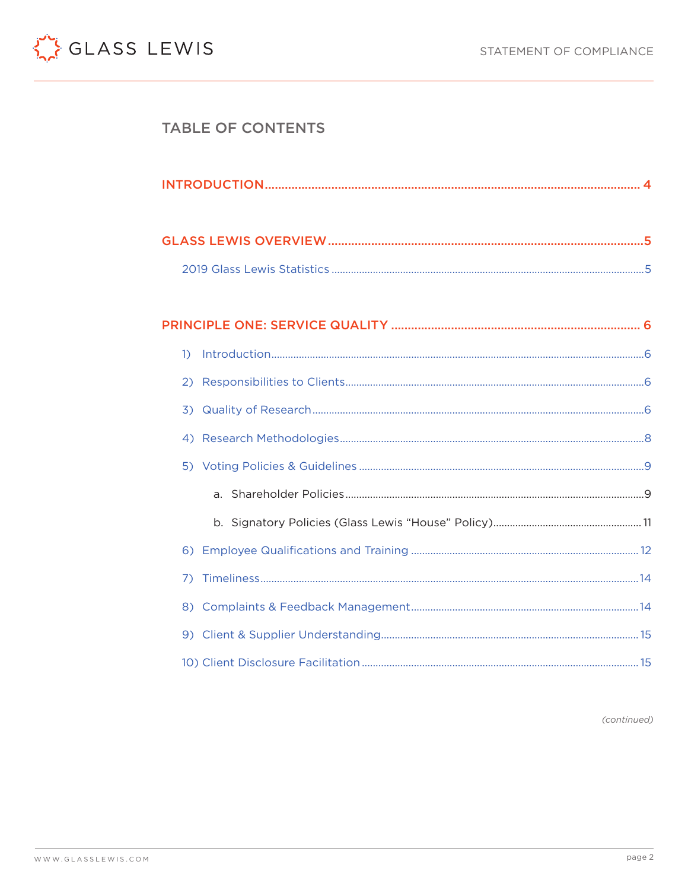# TABLE OF CONTENTS

INTRODUCTION ........................................................ 4

GLASS LEWIS OVERVIEW ........................................................ 5

- 2019 Glass Lewis Statistics ........................................................ 5

PRINCIPLE ONE: SERVICE QUALITY ........................................................ 6

1) Introduction ........................................................ 6
2) Responsibilities to Clients ........................................................ 6
3) Quality of Research ........................................................ 6
4) Research Methodologies ........................................................ 8
5) Voting Policies & Guidelines ........................................................ 9
   a. Shareholder Policies ........................................................ 9
   b. Signatory Policies (Glass Lewis "House" Policy) ........................................................ 11
6) Employee Qualifications and Training ........................................................ 12
7) Timeliness ........................................................ 14
8) Complaints & Feedback Management ........................................................ 14
9) Client & Supplier Understanding ........................................................ 15
10) Client Disclosure Facilitation ........................................................ 15

*(continued)*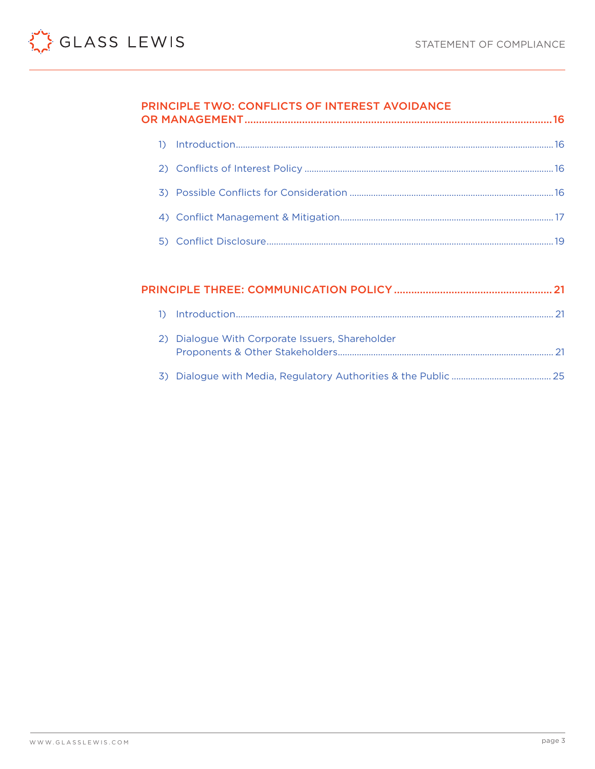**PRINCIPLE TWO: CONFLICTS OF INTEREST AVOIDANCE OR MANAGEMENT** ... 16

1) Introduction ... 16
2) Conflicts of Interest Policy ... 16
3) Possible Conflicts for Consideration ... 16
4) Conflict Management & Mitigation ... 17
5) Conflict Disclosure ... 19

**PRINCIPLE THREE: COMMUNICATION POLICY** ... 21

1) Introduction ... 21
2) Dialogue With Corporate Issuers, Shareholder Proponents & Other Stakeholders ... 21
3) Dialogue with Media, Regulatory Authorities & the Public ... 25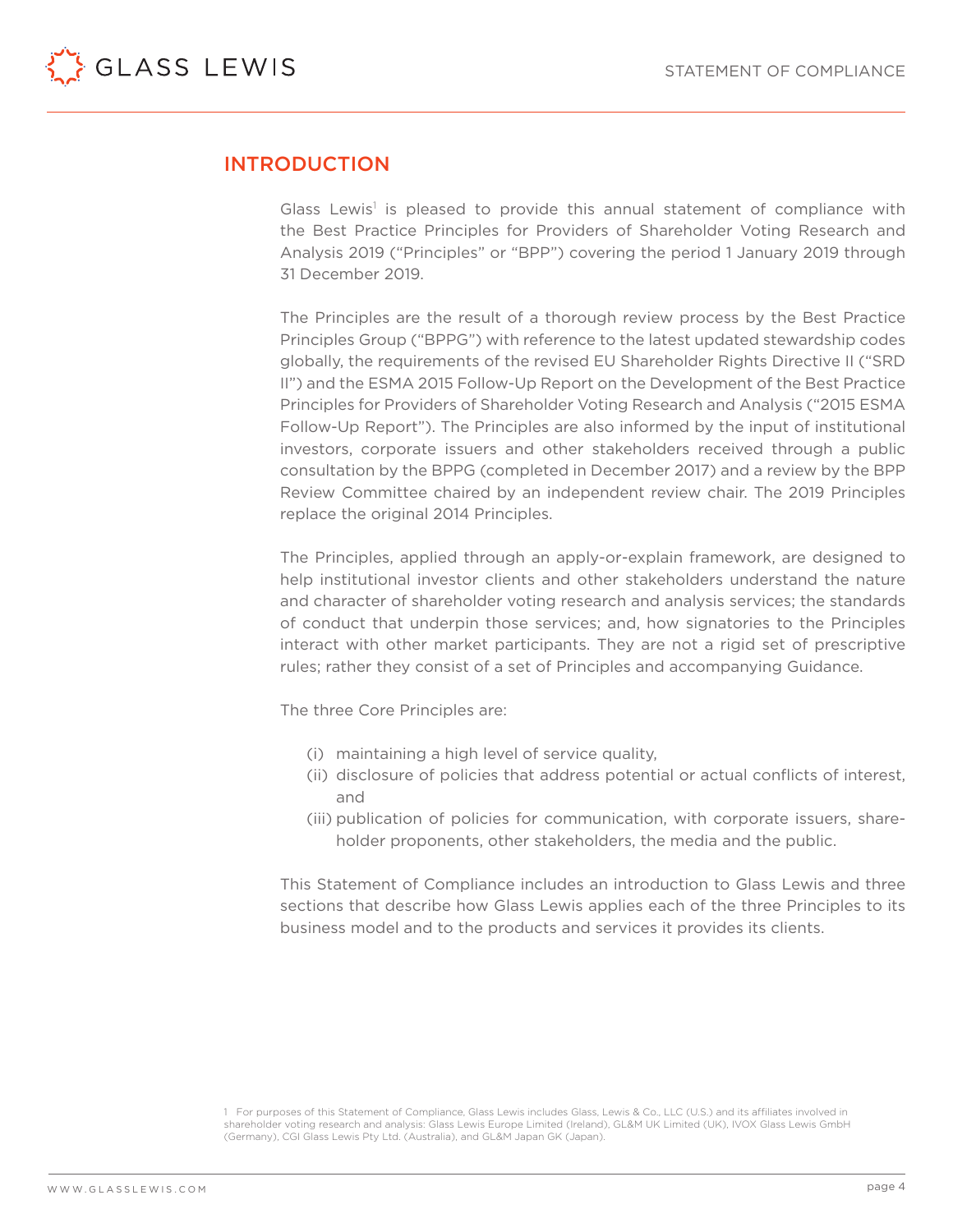## INTRODUCTION

Glass Lewis[1] is pleased to provide this annual statement of compliance with the Best Practice Principles for Providers of Shareholder Voting Research and Analysis 2019 ("Principles" or "BPP") covering the period 1 January 2019 through 31 December 2019.

The Principles are the result of a thorough review process by the Best Practice Principles Group ("BPPG") with reference to the latest updated stewardship codes globally, the requirements of the revised EU Shareholder Rights Directive II ("SRD II") and the ESMA 2015 Follow-Up Report on the Development of the Best Practice Principles for Providers of Shareholder Voting Research and Analysis ("2015 ESMA Follow-Up Report"). The Principles are also informed by the input of institutional investors, corporate issuers and other stakeholders received through a public consultation by the BPPG (completed in December 2017) and a review by the BPP Review Committee chaired by an independent review chair. The 2019 Principles replace the original 2014 Principles.

The Principles, applied through an apply-or-explain framework, are designed to help institutional investor clients and other stakeholders understand the nature and character of shareholder voting research and analysis services; the standards of conduct that underpin those services; and, how signatories to the Principles interact with other market participants. They are not a rigid set of prescriptive rules; rather they consist of a set of Principles and accompanying Guidance.

The three Core Principles are:

(i) maintaining a high level of service quality,
(ii) disclosure of policies that address potential or actual conflicts of interest, and
(iii) publication of policies for communication, with corporate issuers, shareholder proponents, other stakeholders, the media and the public.

This Statement of Compliance includes an introduction to Glass Lewis and three sections that describe how Glass Lewis applies each of the three Principles to its business model and to the products and services it provides its clients.

[1] For purposes of this Statement of Compliance, Glass Lewis includes Glass, Lewis & Co., LLC (U.S.) and its affiliates involved in shareholder voting research and analysis: Glass Lewis Europe Limited (Ireland), GL&M UK Limited (UK), IVOX Glass Lewis GmbH (Germany), CGI Glass Lewis Pty Ltd. (Australia), and GL&M Japan GK (Japan).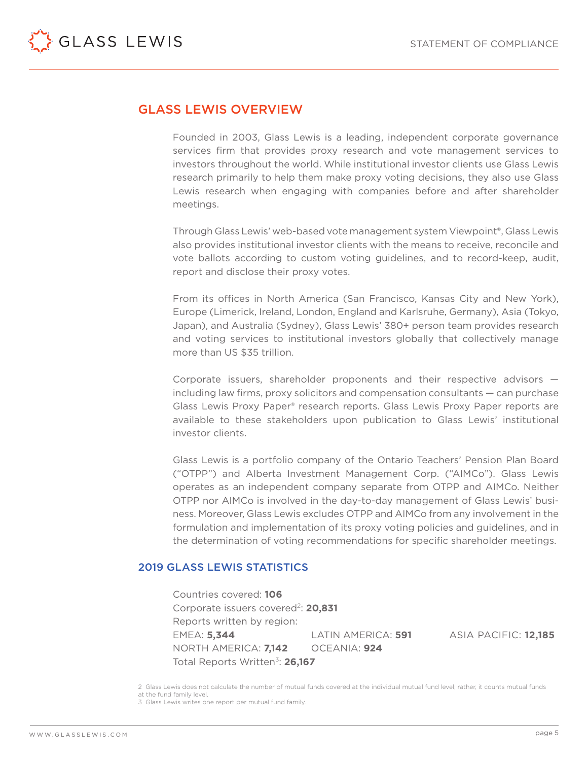## GLASS LEWIS OVERVIEW

Founded in 2003, Glass Lewis is a leading, independent corporate governance services firm that provides proxy research and vote management services to investors throughout the world. While institutional investor clients use Glass Lewis research primarily to help them make proxy voting decisions, they also use Glass Lewis research when engaging with companies before and after shareholder meetings.

Through Glass Lewis' web-based vote management system Viewpoint®, Glass Lewis also provides institutional investor clients with the means to receive, reconcile and vote ballots according to custom voting guidelines, and to record-keep, audit, report and disclose their proxy votes.

From its offices in North America (San Francisco, Kansas City and New York), Europe (Limerick, Ireland, London, England and Karlsruhe, Germany), Asia (Tokyo, Japan), and Australia (Sydney), Glass Lewis' 380+ person team provides research and voting services to institutional investors globally that collectively manage more than US $35 trillion.

Corporate issuers, shareholder proponents and their respective advisors — including law firms, proxy solicitors and compensation consultants — can purchase Glass Lewis Proxy Paper® research reports. Glass Lewis Proxy Paper reports are available to these stakeholders upon publication to Glass Lewis' institutional investor clients.

Glass Lewis is a portfolio company of the Ontario Teachers' Pension Plan Board ("OTPP") and Alberta Investment Management Corp. ("AIMCo"). Glass Lewis operates as an independent company separate from OTPP and AIMCo. Neither OTPP nor AIMCo is involved in the day-to-day management of Glass Lewis' business. Moreover, Glass Lewis excludes OTPP and AIMCo from any involvement in the formulation and implementation of its proxy voting policies and guidelines, and in the determination of voting recommendations for specific shareholder meetings.

### 2019 GLASS LEWIS STATISTICS

Countries covered: **106**

Corporate issuers covered[2]: **20,831**

Reports written by region:

EMEA: **5,344**  LATIN AMERICA: **591**  ASIA PACIFIC: **12,185**

NORTH AMERICA: **7,142**  OCEANIA: **924**

Total Reports Written[3]: **26,167**

2 Glass Lewis does not calculate the number of mutual funds covered at the individual mutual fund level; rather, it counts mutual funds at the fund family level.

3 Glass Lewis writes one report per mutual fund family.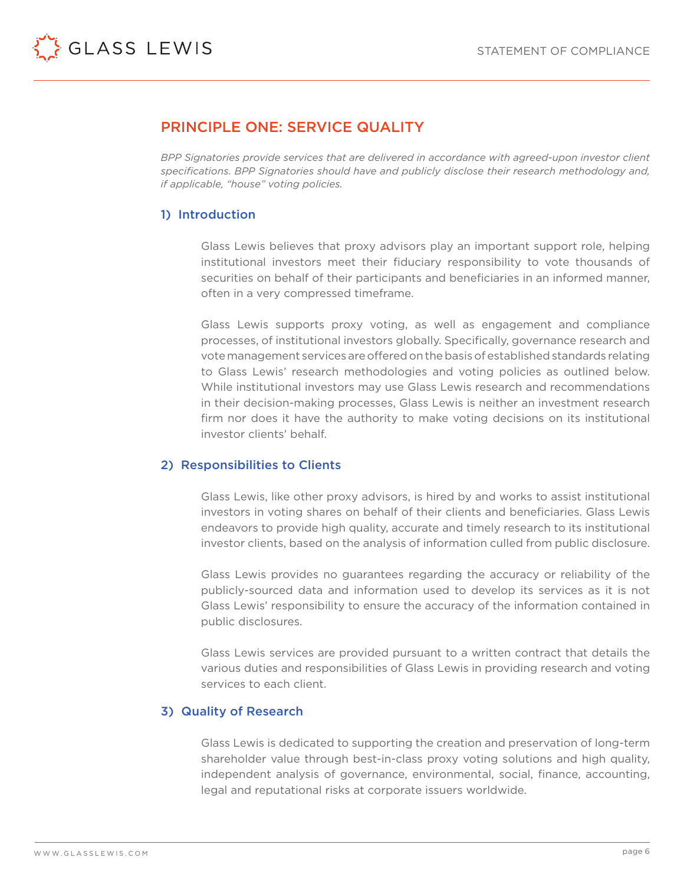## PRINCIPLE ONE: SERVICE QUALITY

*BPP Signatories provide services that are delivered in accordance with agreed-upon investor client specifications. BPP Signatories should have and publicly disclose their research methodology and, if applicable, "house" voting policies.*

### 1) Introduction

Glass Lewis believes that proxy advisors play an important support role, helping institutional investors meet their fiduciary responsibility to vote thousands of securities on behalf of their participants and beneficiaries in an informed manner, often in a very compressed timeframe.

Glass Lewis supports proxy voting, as well as engagement and compliance processes, of institutional investors globally. Specifically, governance research and vote management services are offered on the basis of established standards relating to Glass Lewis' research methodologies and voting policies as outlined below. While institutional investors may use Glass Lewis research and recommendations in their decision-making processes, Glass Lewis is neither an investment research firm nor does it have the authority to make voting decisions on its institutional investor clients' behalf.

### 2) Responsibilities to Clients

Glass Lewis, like other proxy advisors, is hired by and works to assist institutional investors in voting shares on behalf of their clients and beneficiaries. Glass Lewis endeavors to provide high quality, accurate and timely research to its institutional investor clients, based on the analysis of information culled from public disclosure.

Glass Lewis provides no guarantees regarding the accuracy or reliability of the publicly-sourced data and information used to develop its services as it is not Glass Lewis' responsibility to ensure the accuracy of the information contained in public disclosures.

Glass Lewis services are provided pursuant to a written contract that details the various duties and responsibilities of Glass Lewis in providing research and voting services to each client.

### 3) Quality of Research

Glass Lewis is dedicated to supporting the creation and preservation of long-term shareholder value through best-in-class proxy voting solutions and high quality, independent analysis of governance, environmental, social, finance, accounting, legal and reputational risks at corporate issuers worldwide.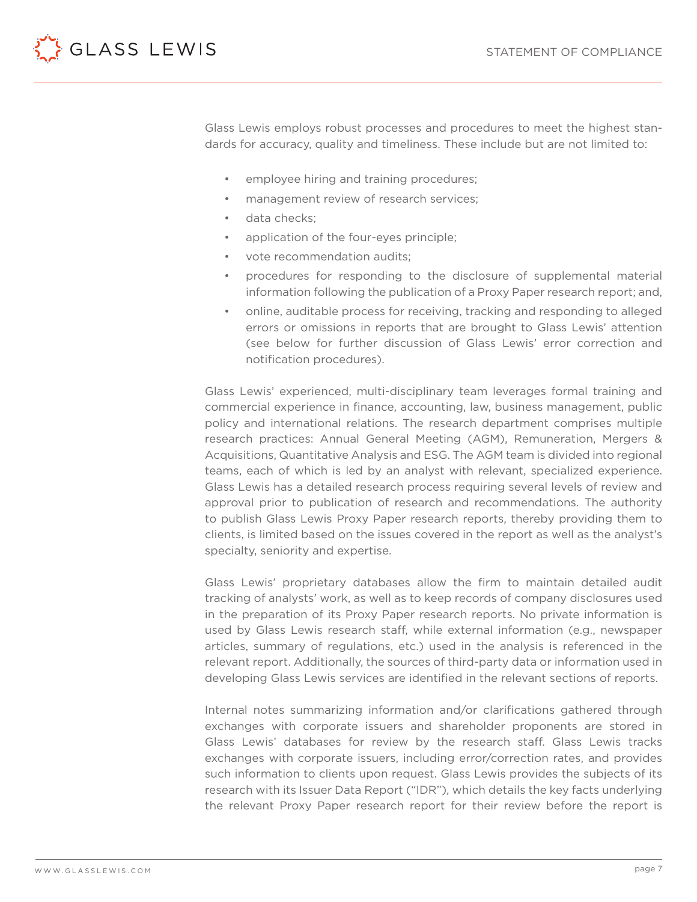Glass Lewis employs robust processes and procedures to meet the highest standards for accuracy, quality and timeliness. These include but are not limited to:

- employee hiring and training procedures;
- management review of research services;
- data checks;
- application of the four-eyes principle;
- vote recommendation audits;
- procedures for responding to the disclosure of supplemental material information following the publication of a Proxy Paper research report; and,
- online, auditable process for receiving, tracking and responding to alleged errors or omissions in reports that are brought to Glass Lewis' attention (see below for further discussion of Glass Lewis' error correction and notification procedures).

Glass Lewis' experienced, multi-disciplinary team leverages formal training and commercial experience in finance, accounting, law, business management, public policy and international relations. The research department comprises multiple research practices: Annual General Meeting (AGM), Remuneration, Mergers & Acquisitions, Quantitative Analysis and ESG. The AGM team is divided into regional teams, each of which is led by an analyst with relevant, specialized experience. Glass Lewis has a detailed research process requiring several levels of review and approval prior to publication of research and recommendations. The authority to publish Glass Lewis Proxy Paper research reports, thereby providing them to clients, is limited based on the issues covered in the report as well as the analyst's specialty, seniority and expertise.

Glass Lewis' proprietary databases allow the firm to maintain detailed audit tracking of analysts' work, as well as to keep records of company disclosures used in the preparation of its Proxy Paper research reports. No private information is used by Glass Lewis research staff, while external information (e.g., newspaper articles, summary of regulations, etc.) used in the analysis is referenced in the relevant report. Additionally, the sources of third-party data or information used in developing Glass Lewis services are identified in the relevant sections of reports.

Internal notes summarizing information and/or clarifications gathered through exchanges with corporate issuers and shareholder proponents are stored in Glass Lewis' databases for review by the research staff. Glass Lewis tracks exchanges with corporate issuers, including error/correction rates, and provides such information to clients upon request. Glass Lewis provides the subjects of its research with its Issuer Data Report ("IDR"), which details the key facts underlying the relevant Proxy Paper research report for their review before the report is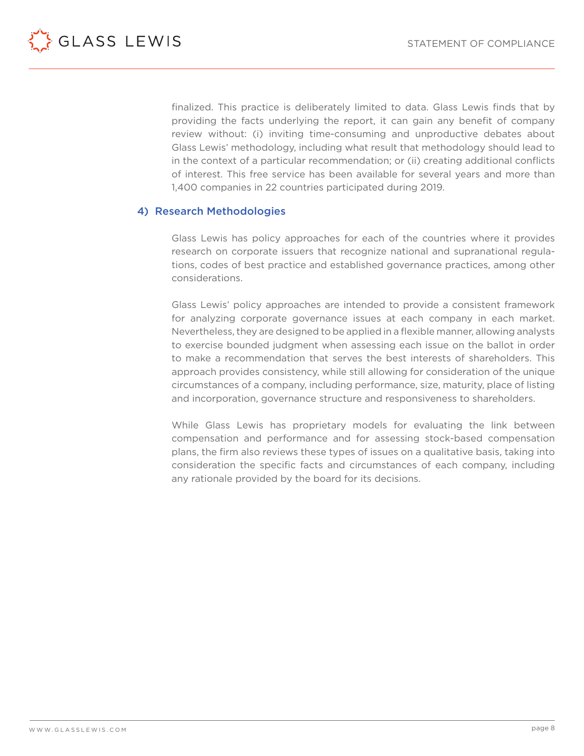finalized. This practice is deliberately limited to data. Glass Lewis finds that by providing the facts underlying the report, it can gain any benefit of company review without: (i) inviting time-consuming and unproductive debates about Glass Lewis' methodology, including what result that methodology should lead to in the context of a particular recommendation; or (ii) creating additional conflicts of interest. This free service has been available for several years and more than 1,400 companies in 22 countries participated during 2019.

## 4) Research Methodologies

Glass Lewis has policy approaches for each of the countries where it provides research on corporate issuers that recognize national and supranational regulations, codes of best practice and established governance practices, among other considerations.

Glass Lewis' policy approaches are intended to provide a consistent framework for analyzing corporate governance issues at each company in each market. Nevertheless, they are designed to be applied in a flexible manner, allowing analysts to exercise bounded judgment when assessing each issue on the ballot in order to make a recommendation that serves the best interests of shareholders. This approach provides consistency, while still allowing for consideration of the unique circumstances of a company, including performance, size, maturity, place of listing and incorporation, governance structure and responsiveness to shareholders.

While Glass Lewis has proprietary models for evaluating the link between compensation and performance and for assessing stock-based compensation plans, the firm also reviews these types of issues on a qualitative basis, taking into consideration the specific facts and circumstances of each company, including any rationale provided by the board for its decisions.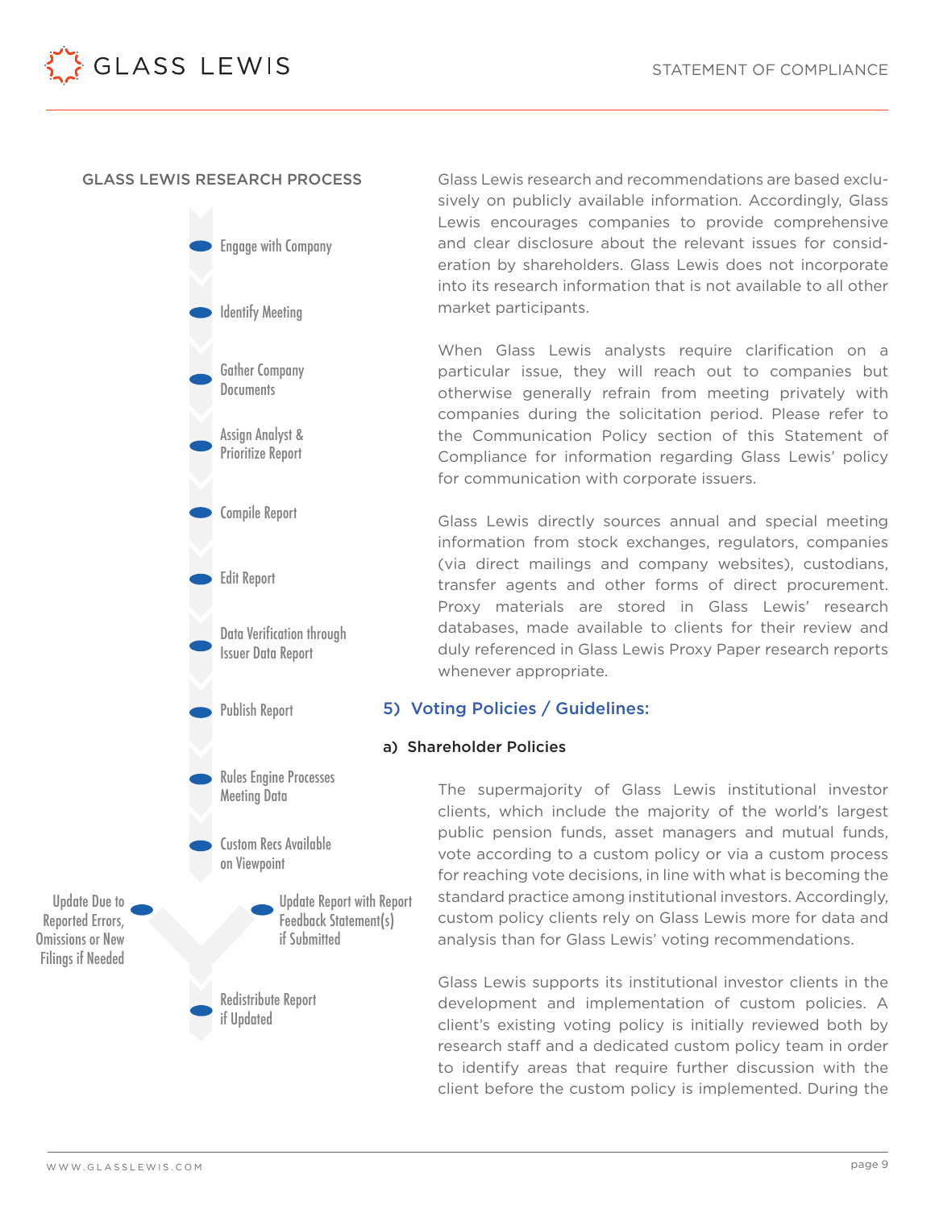## GLASS LEWIS RESEARCH PROCESS

- Engage with Company
- Identify Meeting
- Gather Company Documents
- Assign Analyst & Prioritize Report
- Compile Report
- Edit Report
- Data Verification through Issuer Data Report
- Publish Report
- Rules Engine Processes Meeting Data
- Custom Recs Available on Viewpoint
- Update Due to Reported Errors, Omissions or New Filings if Needed
- Update Report with Report Feedback Statement(s) if Submitted
- Redistribute Report if Updated

Glass Lewis research and recommendations are based exclusively on publicly available information. Accordingly, Glass Lewis encourages companies to provide comprehensive and clear disclosure about the relevant issues for consideration by shareholders. Glass Lewis does not incorporate into its research information that is not available to all other market participants.

When Glass Lewis analysts require clarification on a particular issue, they will reach out to companies but otherwise generally refrain from meeting privately with companies during the solicitation period. Please refer to the Communication Policy section of this Statement of Compliance for information regarding Glass Lewis' policy for communication with corporate issuers.

Glass Lewis directly sources annual and special meeting information from stock exchanges, regulators, companies (via direct mailings and company websites), custodians, transfer agents and other forms of direct procurement. Proxy materials are stored in Glass Lewis' research databases, made available to clients for their review and duly referenced in Glass Lewis Proxy Paper research reports whenever appropriate.

## 5) Voting Policies / Guidelines:

### a) Shareholder Policies

The supermajority of Glass Lewis institutional investor clients, which include the majority of the world's largest public pension funds, asset managers and mutual funds, vote according to a custom policy or via a custom process for reaching vote decisions, in line with what is becoming the standard practice among institutional investors. Accordingly, custom policy clients rely on Glass Lewis more for data and analysis than for Glass Lewis' voting recommendations.

Glass Lewis supports its institutional investor clients in the development and implementation of custom policies. A client's existing voting policy is initially reviewed both by research staff and a dedicated custom policy team in order to identify areas that require further discussion with the client before the custom policy is implemented. During the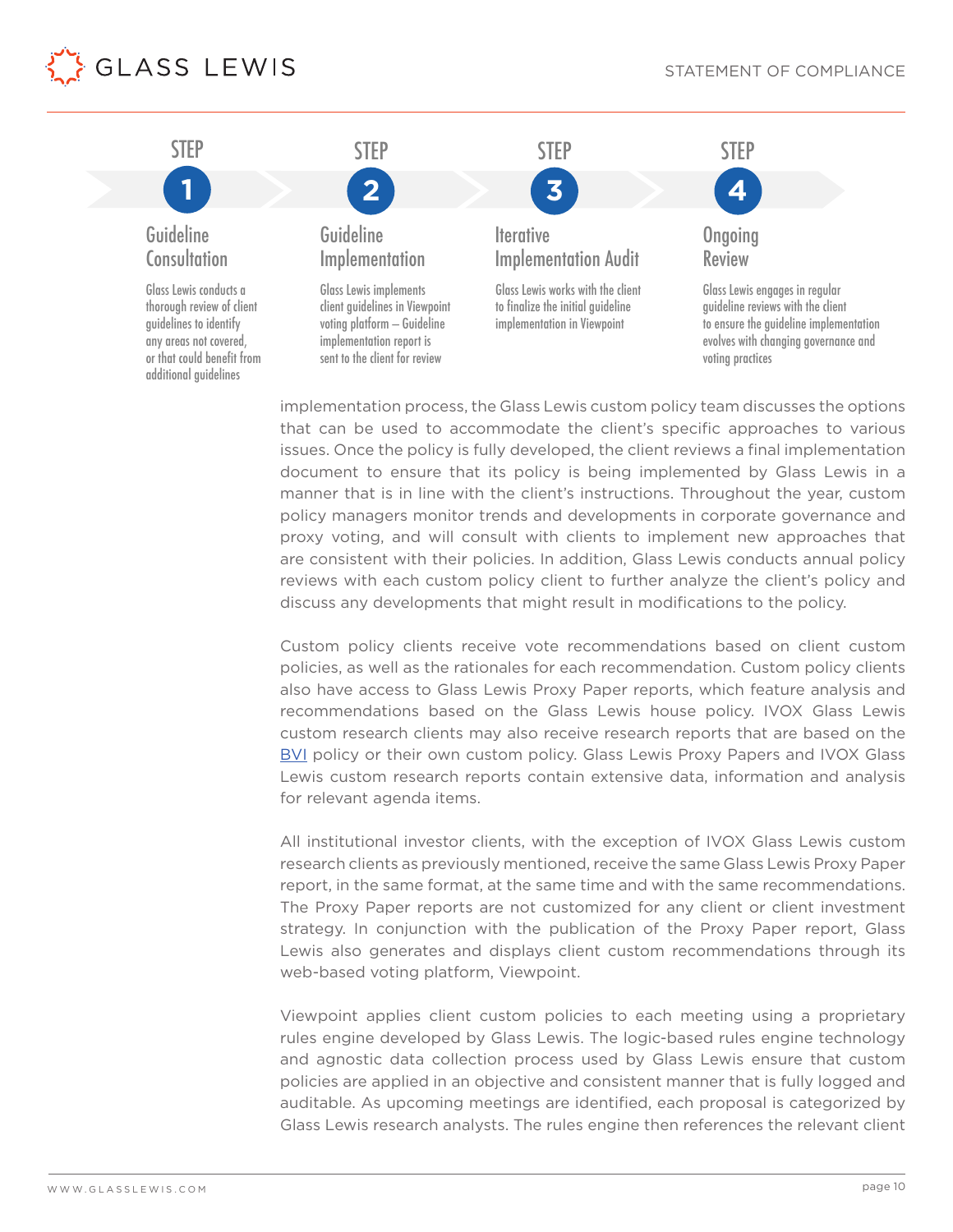**STEP 1 — Guideline Consultation**

Glass Lewis conducts a thorough review of client guidelines to identify any areas not covered, or that could benefit from additional guidelines

**STEP 2 — Guideline Implementation**

Glass Lewis implements client guidelines in Viewpoint voting platform – Guideline implementation report is sent to the client for review

**STEP 3 — Iterative Implementation Audit**

Glass Lewis works with the client to finalize the initial guideline implementation in Viewpoint

**STEP 4 — Ongoing Review**

Glass Lewis engages in regular guideline reviews with the client to ensure the guideline implementation evolves with changing governance and voting practices

implementation process, the Glass Lewis custom policy team discusses the options that can be used to accommodate the client's specific approaches to various issues. Once the policy is fully developed, the client reviews a final implementation document to ensure that its policy is being implemented by Glass Lewis in a manner that is in line with the client's instructions. Throughout the year, custom policy managers monitor trends and developments in corporate governance and proxy voting, and will consult with clients to implement new approaches that are consistent with their policies. In addition, Glass Lewis conducts annual policy reviews with each custom policy client to further analyze the client's policy and discuss any developments that might result in modifications to the policy.

Custom policy clients receive vote recommendations based on client custom policies, as well as the rationales for each recommendation. Custom policy clients also have access to Glass Lewis Proxy Paper reports, which feature analysis and recommendations based on the Glass Lewis house policy. IVOX Glass Lewis custom research clients may also receive research reports that are based on the BVI policy or their own custom policy. Glass Lewis Proxy Papers and IVOX Glass Lewis custom research reports contain extensive data, information and analysis for relevant agenda items.

All institutional investor clients, with the exception of IVOX Glass Lewis custom research clients as previously mentioned, receive the same Glass Lewis Proxy Paper report, in the same format, at the same time and with the same recommendations. The Proxy Paper reports are not customized for any client or client investment strategy. In conjunction with the publication of the Proxy Paper report, Glass Lewis also generates and displays client custom recommendations through its web-based voting platform, Viewpoint.

Viewpoint applies client custom policies to each meeting using a proprietary rules engine developed by Glass Lewis. The logic-based rules engine technology and agnostic data collection process used by Glass Lewis ensure that custom policies are applied in an objective and consistent manner that is fully logged and auditable. As upcoming meetings are identified, each proposal is categorized by Glass Lewis research analysts. The rules engine then references the relevant client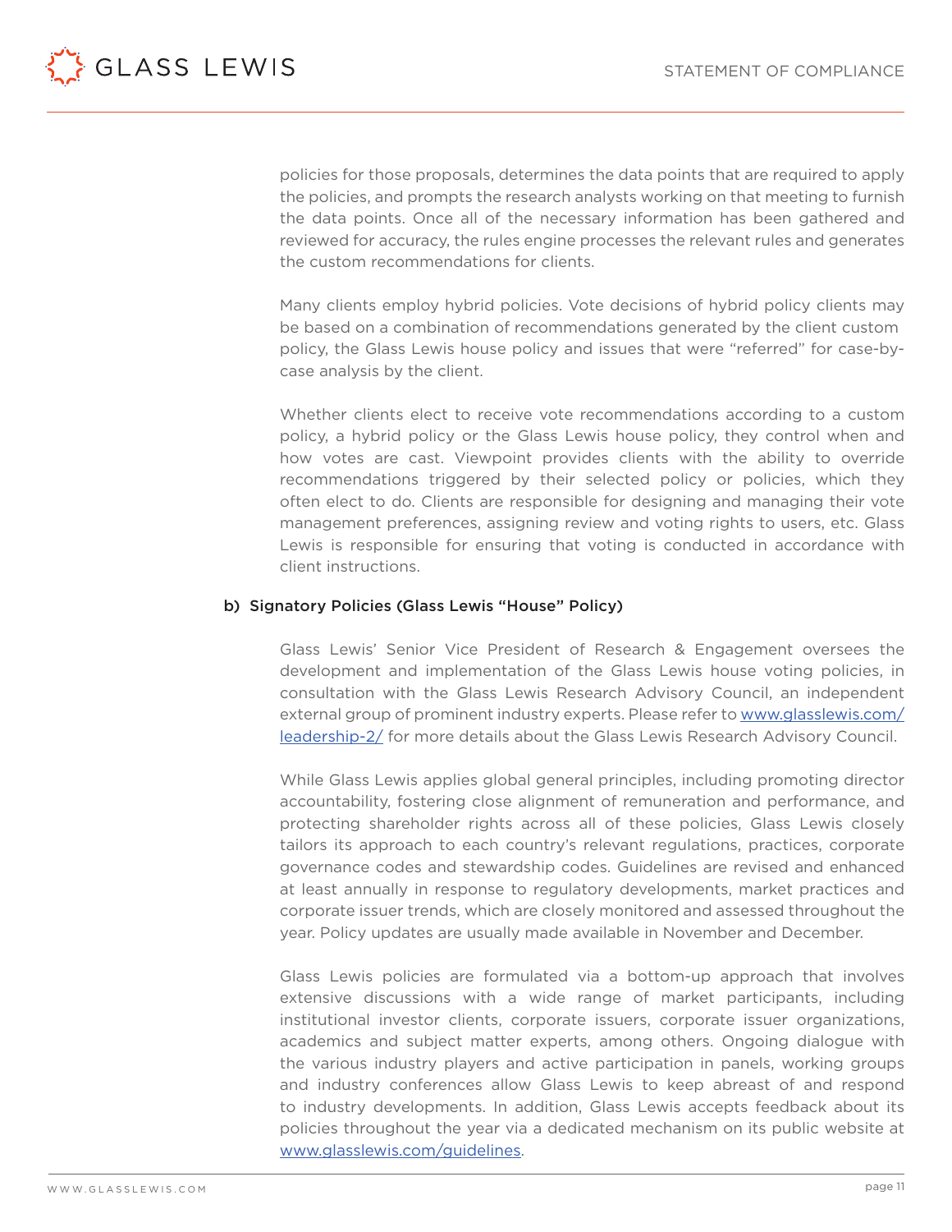policies for those proposals, determines the data points that are required to apply the policies, and prompts the research analysts working on that meeting to furnish the data points. Once all of the necessary information has been gathered and reviewed for accuracy, the rules engine processes the relevant rules and generates the custom recommendations for clients.

Many clients employ hybrid policies. Vote decisions of hybrid policy clients may be based on a combination of recommendations generated by the client custom policy, the Glass Lewis house policy and issues that were "referred" for case-by-case analysis by the client.

Whether clients elect to receive vote recommendations according to a custom policy, a hybrid policy or the Glass Lewis house policy, they control when and how votes are cast. Viewpoint provides clients with the ability to override recommendations triggered by their selected policy or policies, which they often elect to do. Clients are responsible for designing and managing their vote management preferences, assigning review and voting rights to users, etc. Glass Lewis is responsible for ensuring that voting is conducted in accordance with client instructions.

**b) Signatory Policies (Glass Lewis "House" Policy)**

Glass Lewis' Senior Vice President of Research & Engagement oversees the development and implementation of the Glass Lewis house voting policies, in consultation with the Glass Lewis Research Advisory Council, an independent external group of prominent industry experts. Please refer to [www.glasslewis.com/leadership-2/](www.glasslewis.com/leadership-2/) for more details about the Glass Lewis Research Advisory Council.

While Glass Lewis applies global general principles, including promoting director accountability, fostering close alignment of remuneration and performance, and protecting shareholder rights across all of these policies, Glass Lewis closely tailors its approach to each country's relevant regulations, practices, corporate governance codes and stewardship codes. Guidelines are revised and enhanced at least annually in response to regulatory developments, market practices and corporate issuer trends, which are closely monitored and assessed throughout the year. Policy updates are usually made available in November and December.

Glass Lewis policies are formulated via a bottom-up approach that involves extensive discussions with a wide range of market participants, including institutional investor clients, corporate issuers, corporate issuer organizations, academics and subject matter experts, among others. Ongoing dialogue with the various industry players and active participation in panels, working groups and industry conferences allow Glass Lewis to keep abreast of and respond to industry developments. In addition, Glass Lewis accepts feedback about its policies throughout the year via a dedicated mechanism on its public website at [www.glasslewis.com/guidelines](www.glasslewis.com/guidelines).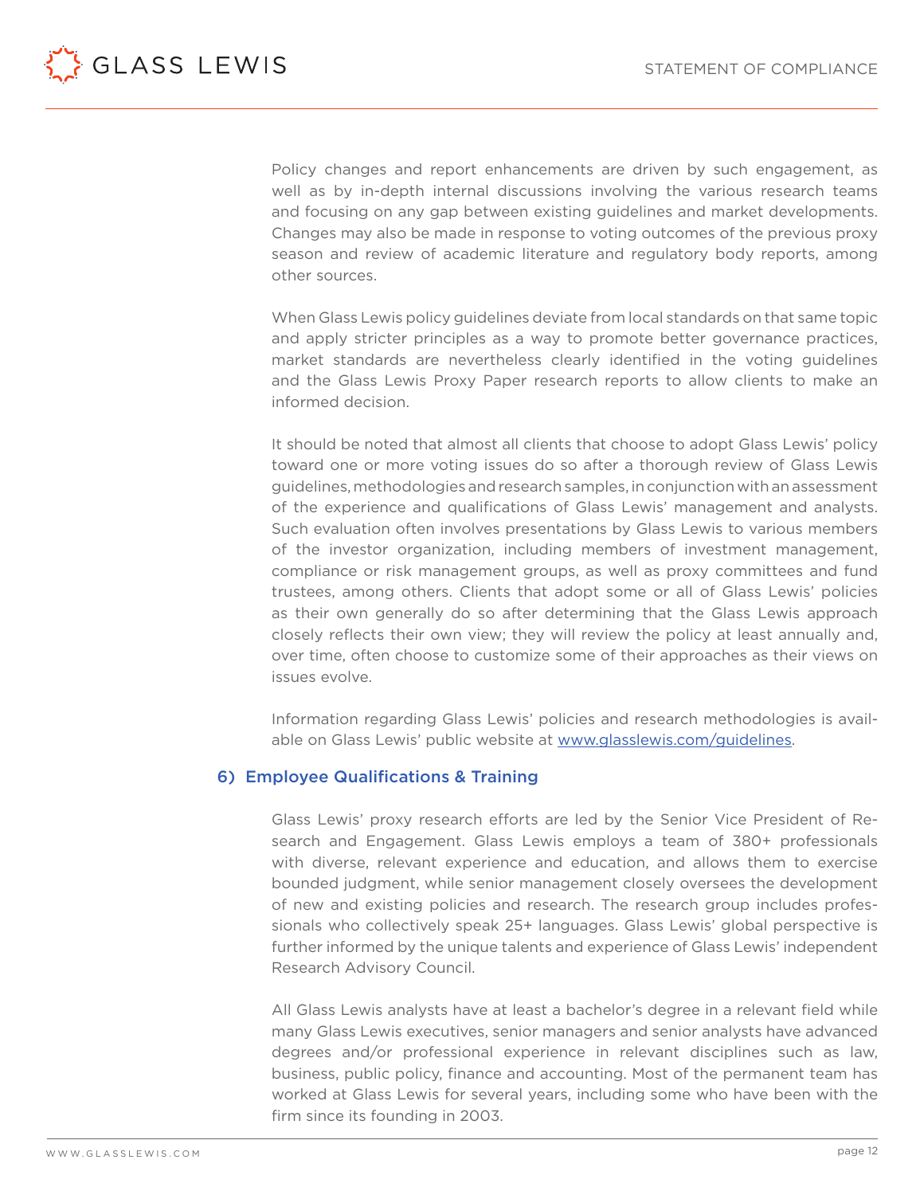Policy changes and report enhancements are driven by such engagement, as well as by in-depth internal discussions involving the various research teams and focusing on any gap between existing guidelines and market developments. Changes may also be made in response to voting outcomes of the previous proxy season and review of academic literature and regulatory body reports, among other sources.

When Glass Lewis policy guidelines deviate from local standards on that same topic and apply stricter principles as a way to promote better governance practices, market standards are nevertheless clearly identified in the voting guidelines and the Glass Lewis Proxy Paper research reports to allow clients to make an informed decision.

It should be noted that almost all clients that choose to adopt Glass Lewis' policy toward one or more voting issues do so after a thorough review of Glass Lewis guidelines, methodologies and research samples, in conjunction with an assessment of the experience and qualifications of Glass Lewis' management and analysts. Such evaluation often involves presentations by Glass Lewis to various members of the investor organization, including members of investment management, compliance or risk management groups, as well as proxy committees and fund trustees, among others. Clients that adopt some or all of Glass Lewis' policies as their own generally do so after determining that the Glass Lewis approach closely reflects their own view; they will review the policy at least annually and, over time, often choose to customize some of their approaches as their views on issues evolve.

Information regarding Glass Lewis' policies and research methodologies is available on Glass Lewis' public website at [www.glasslewis.com/guidelines](http://www.glasslewis.com/guidelines).

## 6) Employee Qualifications & Training

Glass Lewis' proxy research efforts are led by the Senior Vice President of Research and Engagement. Glass Lewis employs a team of 380+ professionals with diverse, relevant experience and education, and allows them to exercise bounded judgment, while senior management closely oversees the development of new and existing policies and research. The research group includes professionals who collectively speak 25+ languages. Glass Lewis' global perspective is further informed by the unique talents and experience of Glass Lewis' independent Research Advisory Council.

All Glass Lewis analysts have at least a bachelor's degree in a relevant field while many Glass Lewis executives, senior managers and senior analysts have advanced degrees and/or professional experience in relevant disciplines such as law, business, public policy, finance and accounting. Most of the permanent team has worked at Glass Lewis for several years, including some who have been with the firm since its founding in 2003.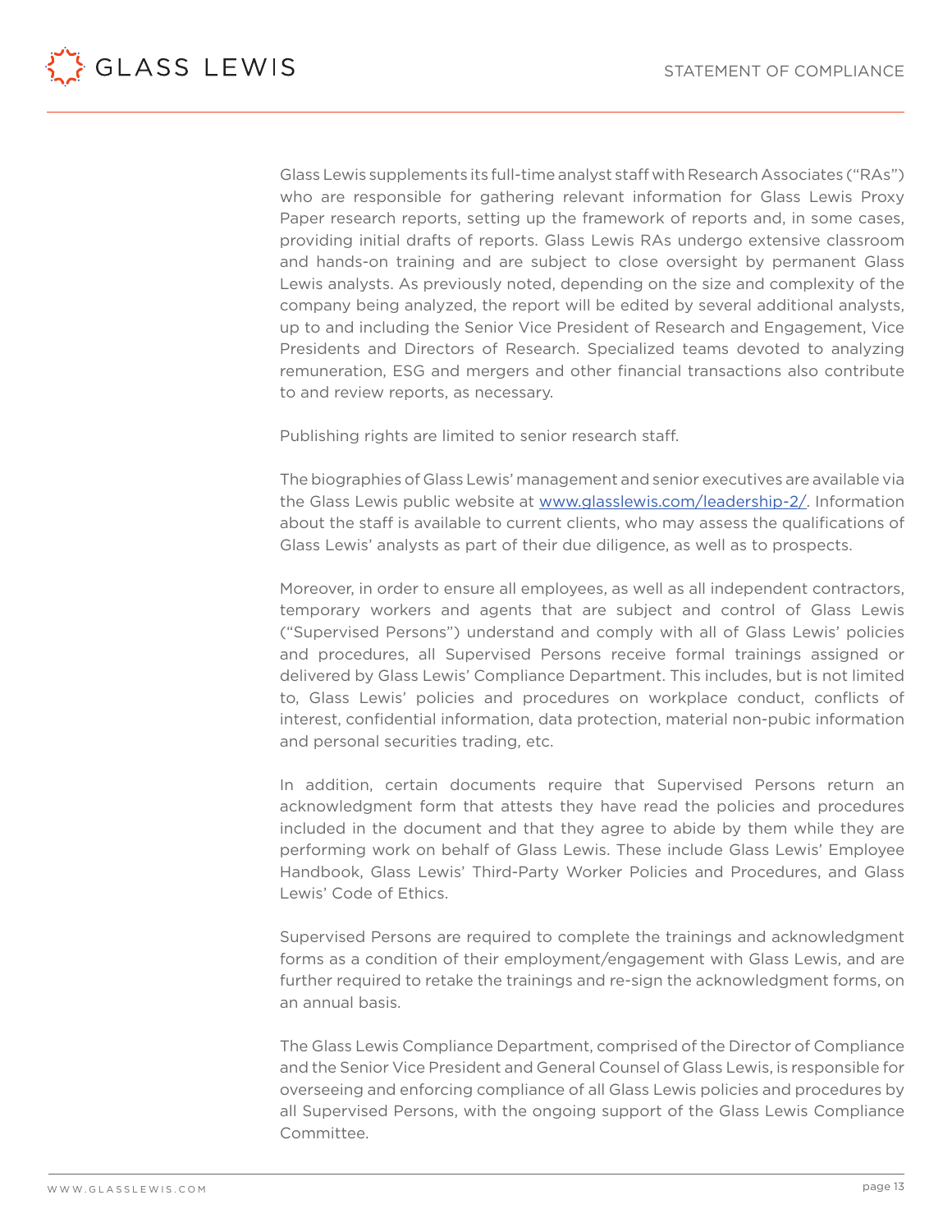Glass Lewis supplements its full-time analyst staff with Research Associates ("RAs") who are responsible for gathering relevant information for Glass Lewis Proxy Paper research reports, setting up the framework of reports and, in some cases, providing initial drafts of reports. Glass Lewis RAs undergo extensive classroom and hands-on training and are subject to close oversight by permanent Glass Lewis analysts. As previously noted, depending on the size and complexity of the company being analyzed, the report will be edited by several additional analysts, up to and including the Senior Vice President of Research and Engagement, Vice Presidents and Directors of Research. Specialized teams devoted to analyzing remuneration, ESG and mergers and other financial transactions also contribute to and review reports, as necessary.

Publishing rights are limited to senior research staff.

The biographies of Glass Lewis' management and senior executives are available via the Glass Lewis public website at [www.glasslewis.com/leadership-2/](www.glasslewis.com/leadership-2/). Information about the staff is available to current clients, who may assess the qualifications of Glass Lewis' analysts as part of their due diligence, as well as to prospects.

Moreover, in order to ensure all employees, as well as all independent contractors, temporary workers and agents that are subject and control of Glass Lewis ("Supervised Persons") understand and comply with all of Glass Lewis' policies and procedures, all Supervised Persons receive formal trainings assigned or delivered by Glass Lewis' Compliance Department. This includes, but is not limited to, Glass Lewis' policies and procedures on workplace conduct, conflicts of interest, confidential information, data protection, material non-pubic information and personal securities trading, etc.

In addition, certain documents require that Supervised Persons return an acknowledgment form that attests they have read the policies and procedures included in the document and that they agree to abide by them while they are performing work on behalf of Glass Lewis. These include Glass Lewis' Employee Handbook, Glass Lewis' Third-Party Worker Policies and Procedures, and Glass Lewis' Code of Ethics.

Supervised Persons are required to complete the trainings and acknowledgment forms as a condition of their employment/engagement with Glass Lewis, and are further required to retake the trainings and re-sign the acknowledgment forms, on an annual basis.

The Glass Lewis Compliance Department, comprised of the Director of Compliance and the Senior Vice President and General Counsel of Glass Lewis, is responsible for overseeing and enforcing compliance of all Glass Lewis policies and procedures by all Supervised Persons, with the ongoing support of the Glass Lewis Compliance Committee.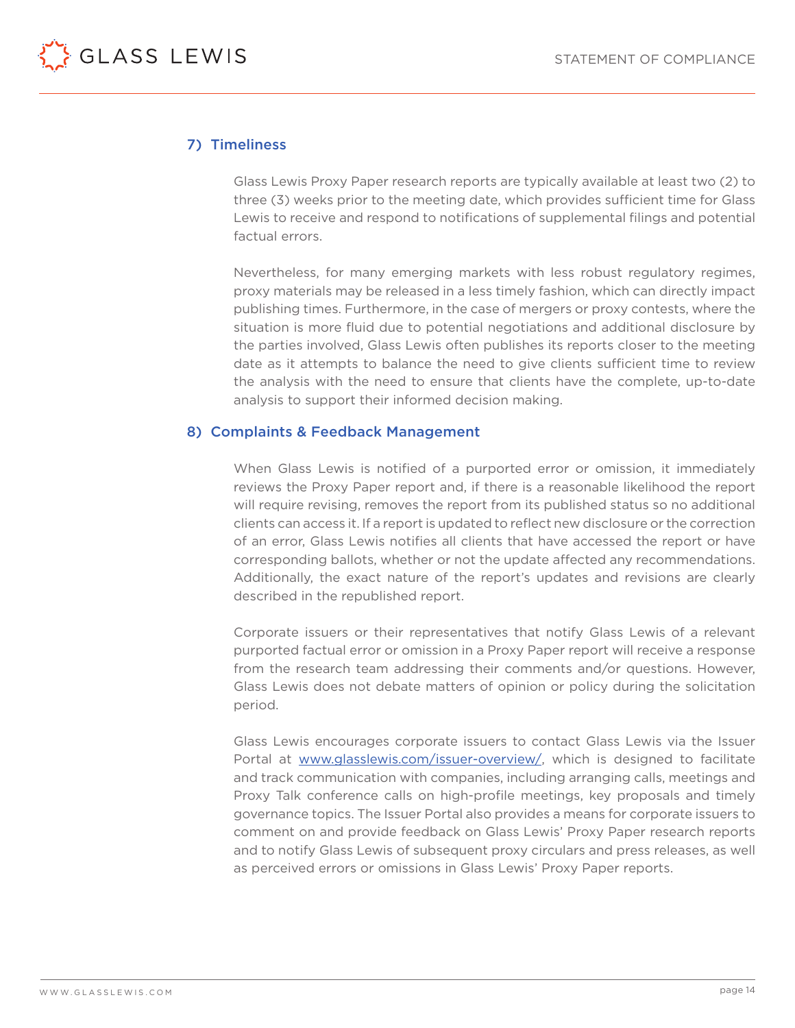## 7) Timeliness

Glass Lewis Proxy Paper research reports are typically available at least two (2) to three (3) weeks prior to the meeting date, which provides sufficient time for Glass Lewis to receive and respond to notifications of supplemental filings and potential factual errors.

Nevertheless, for many emerging markets with less robust regulatory regimes, proxy materials may be released in a less timely fashion, which can directly impact publishing times. Furthermore, in the case of mergers or proxy contests, where the situation is more fluid due to potential negotiations and additional disclosure by the parties involved, Glass Lewis often publishes its reports closer to the meeting date as it attempts to balance the need to give clients sufficient time to review the analysis with the need to ensure that clients have the complete, up-to-date analysis to support their informed decision making.

## 8) Complaints & Feedback Management

When Glass Lewis is notified of a purported error or omission, it immediately reviews the Proxy Paper report and, if there is a reasonable likelihood the report will require revising, removes the report from its published status so no additional clients can access it. If a report is updated to reflect new disclosure or the correction of an error, Glass Lewis notifies all clients that have accessed the report or have corresponding ballots, whether or not the update affected any recommendations. Additionally, the exact nature of the report's updates and revisions are clearly described in the republished report.

Corporate issuers or their representatives that notify Glass Lewis of a relevant purported factual error or omission in a Proxy Paper report will receive a response from the research team addressing their comments and/or questions. However, Glass Lewis does not debate matters of opinion or policy during the solicitation period.

Glass Lewis encourages corporate issuers to contact Glass Lewis via the Issuer Portal at [www.glasslewis.com/issuer-overview/](http://www.glasslewis.com/issuer-overview/), which is designed to facilitate and track communication with companies, including arranging calls, meetings and Proxy Talk conference calls on high-profile meetings, key proposals and timely governance topics. The Issuer Portal also provides a means for corporate issuers to comment on and provide feedback on Glass Lewis' Proxy Paper research reports and to notify Glass Lewis of subsequent proxy circulars and press releases, as well as perceived errors or omissions in Glass Lewis' Proxy Paper reports.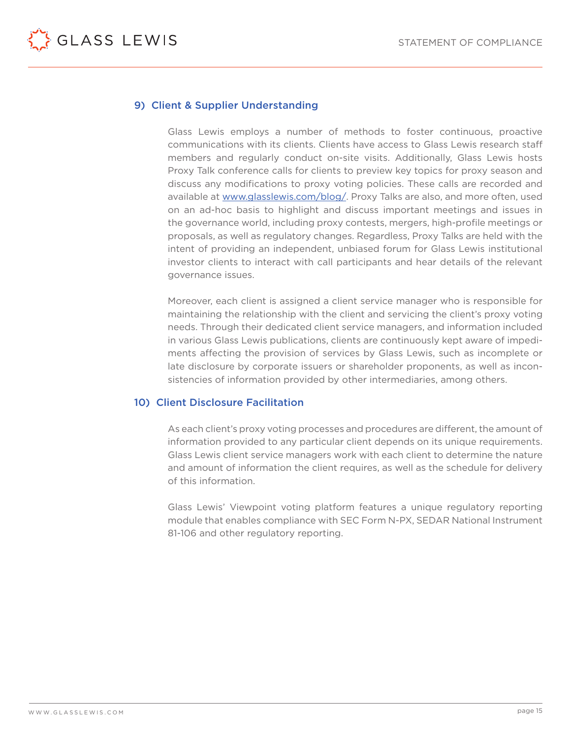## 9) Client & Supplier Understanding

Glass Lewis employs a number of methods to foster continuous, proactive communications with its clients. Clients have access to Glass Lewis research staff members and regularly conduct on-site visits. Additionally, Glass Lewis hosts Proxy Talk conference calls for clients to preview key topics for proxy season and discuss any modifications to proxy voting policies. These calls are recorded and available at www.glasslewis.com/blog/. Proxy Talks are also, and more often, used on an ad-hoc basis to highlight and discuss important meetings and issues in the governance world, including proxy contests, mergers, high-profile meetings or proposals, as well as regulatory changes. Regardless, Proxy Talks are held with the intent of providing an independent, unbiased forum for Glass Lewis institutional investor clients to interact with call participants and hear details of the relevant governance issues.

Moreover, each client is assigned a client service manager who is responsible for maintaining the relationship with the client and servicing the client's proxy voting needs. Through their dedicated client service managers, and information included in various Glass Lewis publications, clients are continuously kept aware of impediments affecting the provision of services by Glass Lewis, such as incomplete or late disclosure by corporate issuers or shareholder proponents, as well as inconsistencies of information provided by other intermediaries, among others.

## 10) Client Disclosure Facilitation

As each client's proxy voting processes and procedures are different, the amount of information provided to any particular client depends on its unique requirements. Glass Lewis client service managers work with each client to determine the nature and amount of information the client requires, as well as the schedule for delivery of this information.

Glass Lewis' Viewpoint voting platform features a unique regulatory reporting module that enables compliance with SEC Form N-PX, SEDAR National Instrument 81-106 and other regulatory reporting.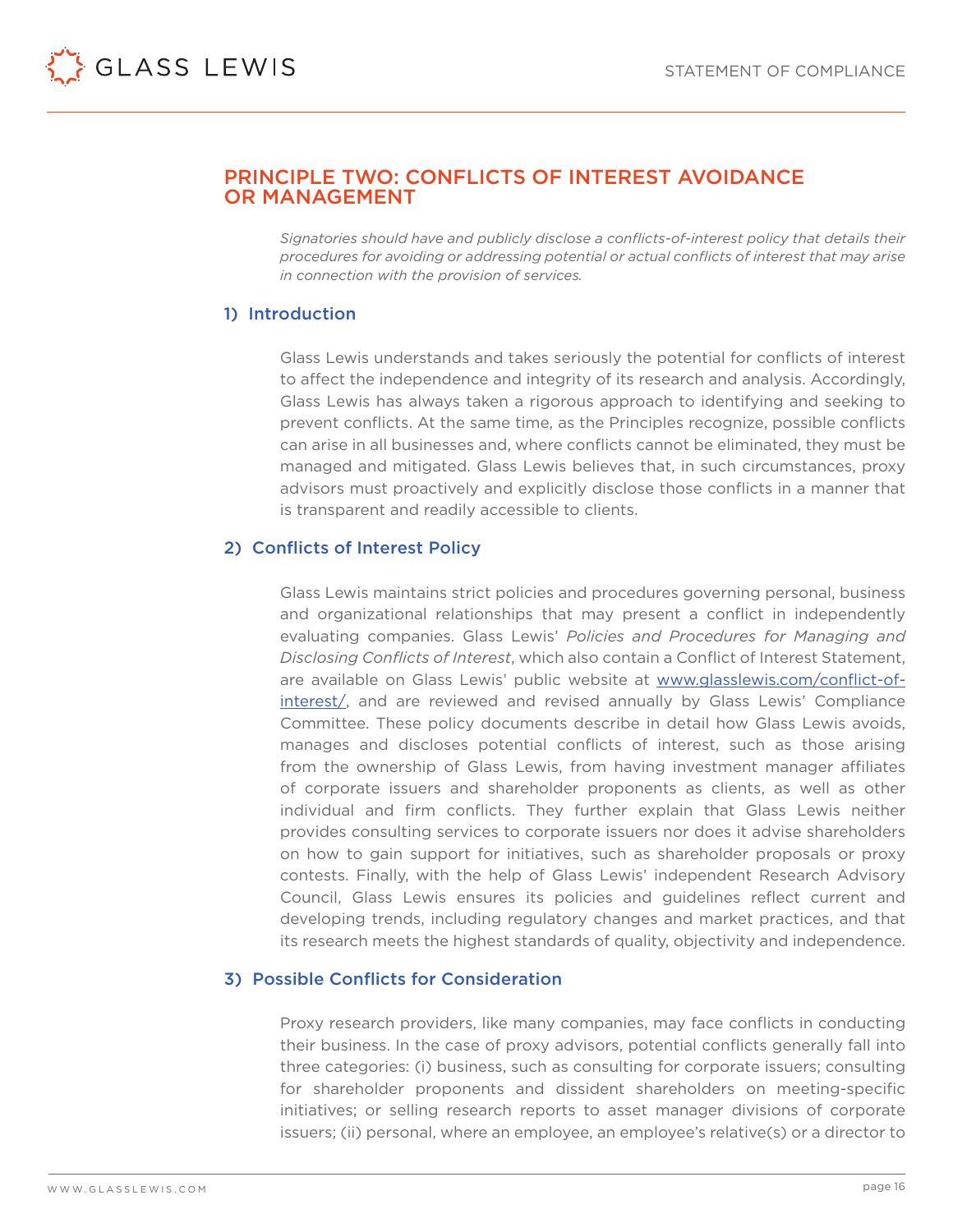## PRINCIPLE TWO: CONFLICTS OF INTEREST AVOIDANCE OR MANAGEMENT

*Signatories should have and publicly disclose a conflicts-of-interest policy that details their procedures for avoiding or addressing potential or actual conflicts of interest that may arise in connection with the provision of services.*

### 1) Introduction

Glass Lewis understands and takes seriously the potential for conflicts of interest to affect the independence and integrity of its research and analysis. Accordingly, Glass Lewis has always taken a rigorous approach to identifying and seeking to prevent conflicts. At the same time, as the Principles recognize, possible conflicts can arise in all businesses and, where conflicts cannot be eliminated, they must be managed and mitigated. Glass Lewis believes that, in such circumstances, proxy advisors must proactively and explicitly disclose those conflicts in a manner that is transparent and readily accessible to clients.

### 2) Conflicts of Interest Policy

Glass Lewis maintains strict policies and procedures governing personal, business and organizational relationships that may present a conflict in independently evaluating companies. Glass Lewis' *Policies and Procedures for Managing and Disclosing Conflicts of Interest*, which also contain a Conflict of Interest Statement, are available on Glass Lewis' public website at [www.glasslewis.com/conflict-of-interest/](www.glasslewis.com/conflict-of-interest/), and are reviewed and revised annually by Glass Lewis' Compliance Committee. These policy documents describe in detail how Glass Lewis avoids, manages and discloses potential conflicts of interest, such as those arising from the ownership of Glass Lewis, from having investment manager affiliates of corporate issuers and shareholder proponents as clients, as well as other individual and firm conflicts. They further explain that Glass Lewis neither provides consulting services to corporate issuers nor does it advise shareholders on how to gain support for initiatives, such as shareholder proposals or proxy contests. Finally, with the help of Glass Lewis' independent Research Advisory Council, Glass Lewis ensures its policies and guidelines reflect current and developing trends, including regulatory changes and market practices, and that its research meets the highest standards of quality, objectivity and independence.

### 3) Possible Conflicts for Consideration

Proxy research providers, like many companies, may face conflicts in conducting their business. In the case of proxy advisors, potential conflicts generally fall into three categories: (i) business, such as consulting for corporate issuers; consulting for shareholder proponents and dissident shareholders on meeting-specific initiatives; or selling research reports to asset manager divisions of corporate issuers; (ii) personal, where an employee, an employee's relative(s) or a director to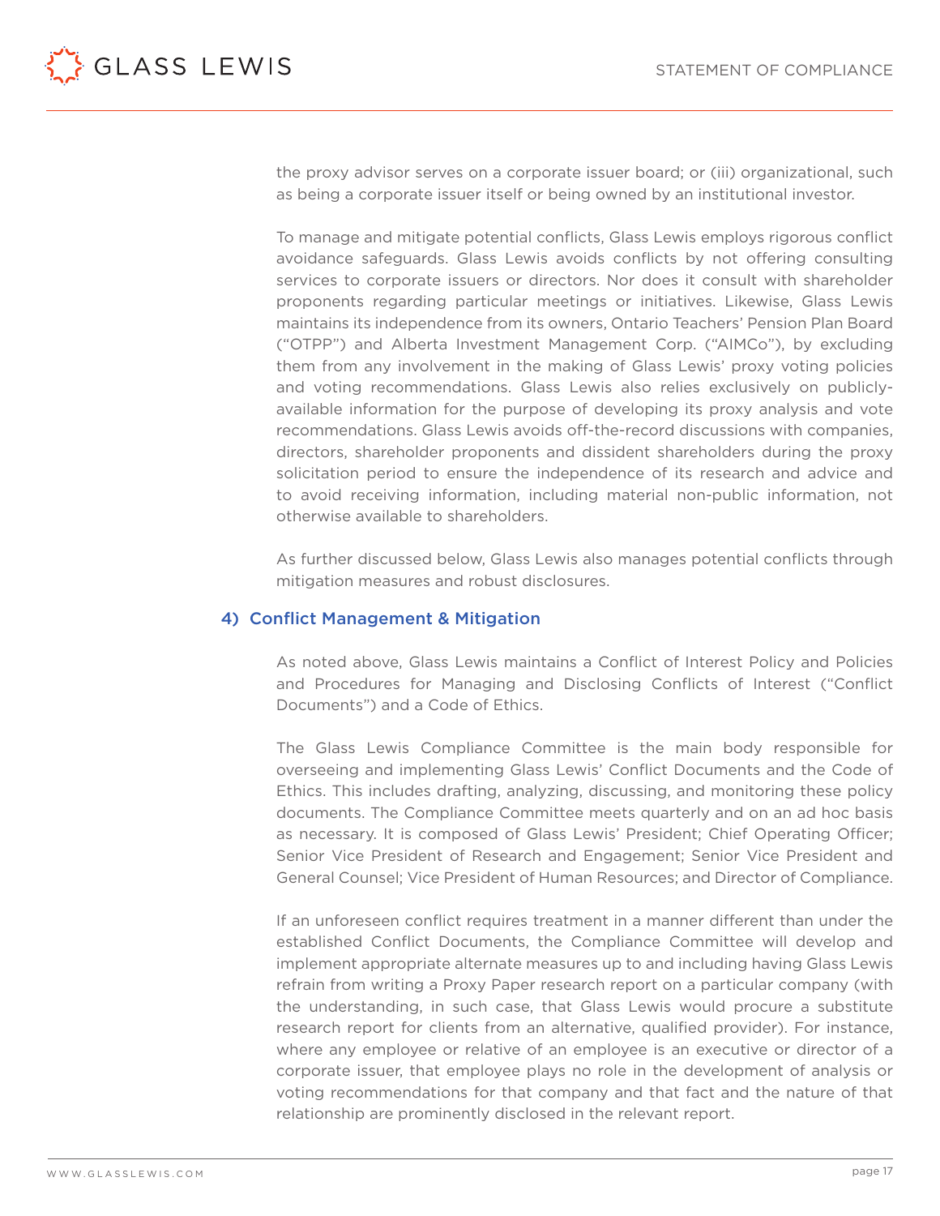the proxy advisor serves on a corporate issuer board; or (iii) organizational, such as being a corporate issuer itself or being owned by an institutional investor.

To manage and mitigate potential conflicts, Glass Lewis employs rigorous conflict avoidance safeguards. Glass Lewis avoids conflicts by not offering consulting services to corporate issuers or directors. Nor does it consult with shareholder proponents regarding particular meetings or initiatives. Likewise, Glass Lewis maintains its independence from its owners, Ontario Teachers' Pension Plan Board ("OTPP") and Alberta Investment Management Corp. ("AIMCo"), by excluding them from any involvement in the making of Glass Lewis' proxy voting policies and voting recommendations. Glass Lewis also relies exclusively on publicly-available information for the purpose of developing its proxy analysis and vote recommendations. Glass Lewis avoids off-the-record discussions with companies, directors, shareholder proponents and dissident shareholders during the proxy solicitation period to ensure the independence of its research and advice and to avoid receiving information, including material non-public information, not otherwise available to shareholders.

As further discussed below, Glass Lewis also manages potential conflicts through mitigation measures and robust disclosures.

### 4) Conflict Management & Mitigation

As noted above, Glass Lewis maintains a Conflict of Interest Policy and Policies and Procedures for Managing and Disclosing Conflicts of Interest ("Conflict Documents") and a Code of Ethics.

The Glass Lewis Compliance Committee is the main body responsible for overseeing and implementing Glass Lewis' Conflict Documents and the Code of Ethics. This includes drafting, analyzing, discussing, and monitoring these policy documents. The Compliance Committee meets quarterly and on an ad hoc basis as necessary. It is composed of Glass Lewis' President; Chief Operating Officer; Senior Vice President of Research and Engagement; Senior Vice President and General Counsel; Vice President of Human Resources; and Director of Compliance.

If an unforeseen conflict requires treatment in a manner different than under the established Conflict Documents, the Compliance Committee will develop and implement appropriate alternate measures up to and including having Glass Lewis refrain from writing a Proxy Paper research report on a particular company (with the understanding, in such case, that Glass Lewis would procure a substitute research report for clients from an alternative, qualified provider). For instance, where any employee or relative of an employee is an executive or director of a corporate issuer, that employee plays no role in the development of analysis or voting recommendations for that company and that fact and the nature of that relationship are prominently disclosed in the relevant report.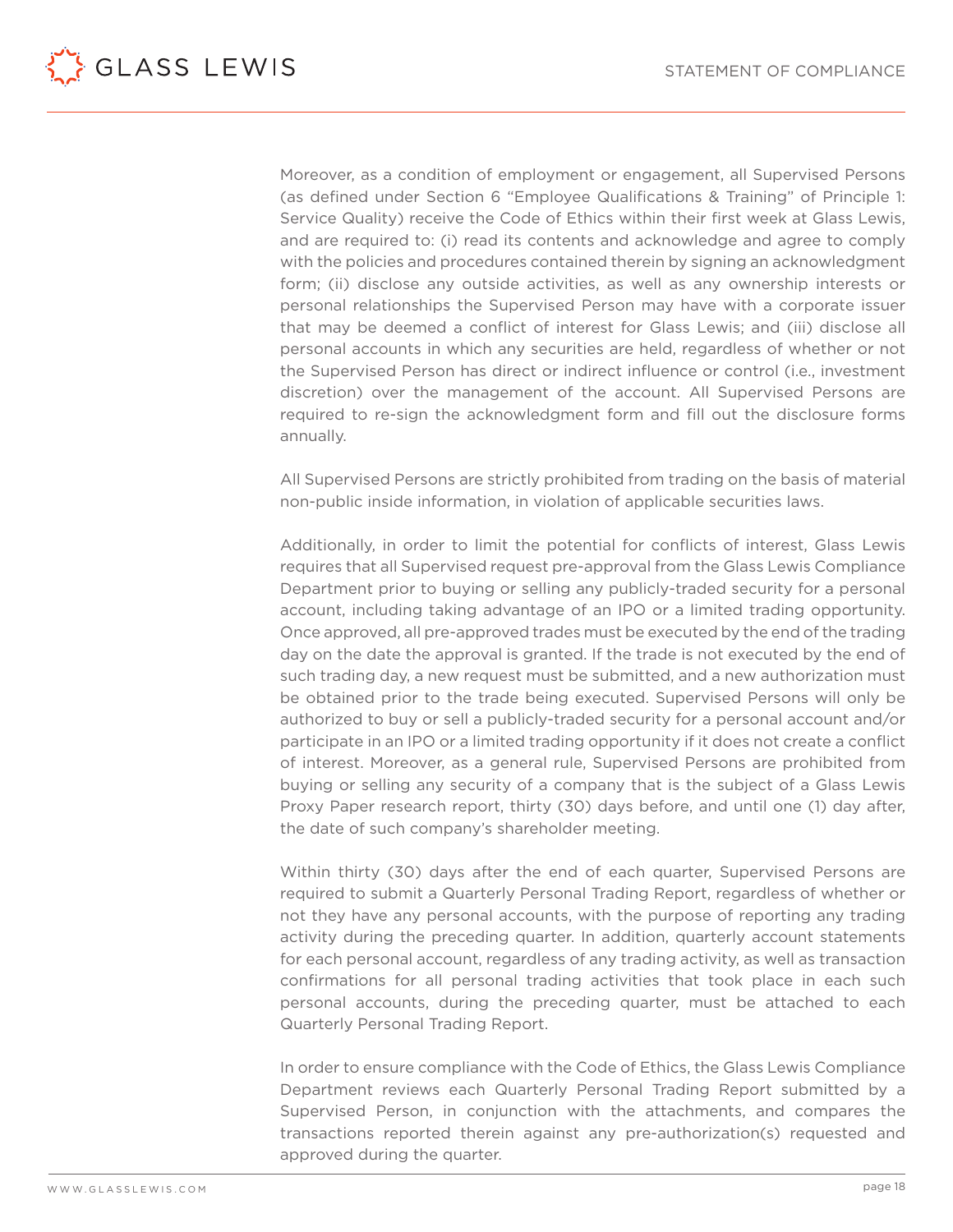Moreover, as a condition of employment or engagement, all Supervised Persons (as defined under Section 6 "Employee Qualifications & Training" of Principle 1: Service Quality) receive the Code of Ethics within their first week at Glass Lewis, and are required to: (i) read its contents and acknowledge and agree to comply with the policies and procedures contained therein by signing an acknowledgment form; (ii) disclose any outside activities, as well as any ownership interests or personal relationships the Supervised Person may have with a corporate issuer that may be deemed a conflict of interest for Glass Lewis; and (iii) disclose all personal accounts in which any securities are held, regardless of whether or not the Supervised Person has direct or indirect influence or control (i.e., investment discretion) over the management of the account. All Supervised Persons are required to re-sign the acknowledgment form and fill out the disclosure forms annually.

All Supervised Persons are strictly prohibited from trading on the basis of material non-public inside information, in violation of applicable securities laws.

Additionally, in order to limit the potential for conflicts of interest, Glass Lewis requires that all Supervised request pre-approval from the Glass Lewis Compliance Department prior to buying or selling any publicly-traded security for a personal account, including taking advantage of an IPO or a limited trading opportunity. Once approved, all pre-approved trades must be executed by the end of the trading day on the date the approval is granted. If the trade is not executed by the end of such trading day, a new request must be submitted, and a new authorization must be obtained prior to the trade being executed. Supervised Persons will only be authorized to buy or sell a publicly-traded security for a personal account and/or participate in an IPO or a limited trading opportunity if it does not create a conflict of interest. Moreover, as a general rule, Supervised Persons are prohibited from buying or selling any security of a company that is the subject of a Glass Lewis Proxy Paper research report, thirty (30) days before, and until one (1) day after, the date of such company's shareholder meeting.

Within thirty (30) days after the end of each quarter, Supervised Persons are required to submit a Quarterly Personal Trading Report, regardless of whether or not they have any personal accounts, with the purpose of reporting any trading activity during the preceding quarter. In addition, quarterly account statements for each personal account, regardless of any trading activity, as well as transaction confirmations for all personal trading activities that took place in each such personal accounts, during the preceding quarter, must be attached to each Quarterly Personal Trading Report.

In order to ensure compliance with the Code of Ethics, the Glass Lewis Compliance Department reviews each Quarterly Personal Trading Report submitted by a Supervised Person, in conjunction with the attachments, and compares the transactions reported therein against any pre-authorization(s) requested and approved during the quarter.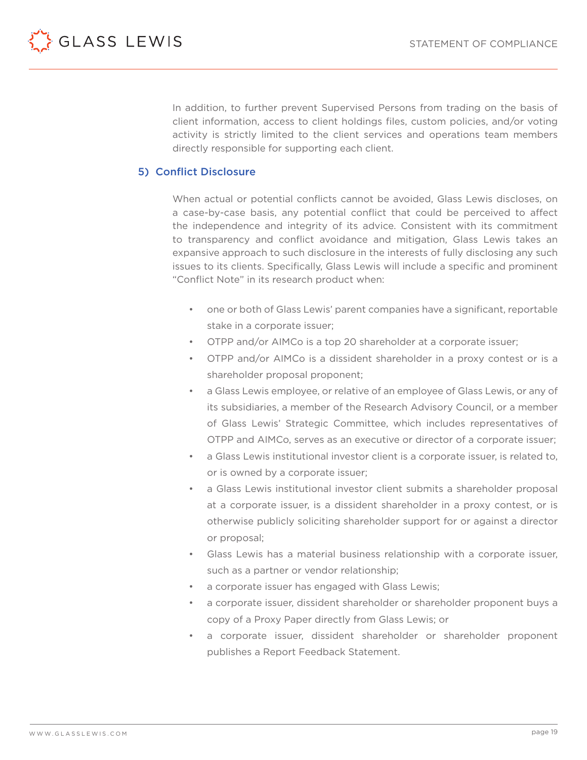In addition, to further prevent Supervised Persons from trading on the basis of client information, access to client holdings files, custom policies, and/or voting activity is strictly limited to the client services and operations team members directly responsible for supporting each client.

### 5) Conflict Disclosure

When actual or potential conflicts cannot be avoided, Glass Lewis discloses, on a case-by-case basis, any potential conflict that could be perceived to affect the independence and integrity of its advice. Consistent with its commitment to transparency and conflict avoidance and mitigation, Glass Lewis takes an expansive approach to such disclosure in the interests of fully disclosing any such issues to its clients. Specifically, Glass Lewis will include a specific and prominent "Conflict Note" in its research product when:

- one or both of Glass Lewis' parent companies have a significant, reportable stake in a corporate issuer;
- OTPP and/or AIMCo is a top 20 shareholder at a corporate issuer;
- OTPP and/or AIMCo is a dissident shareholder in a proxy contest or is a shareholder proposal proponent;
- a Glass Lewis employee, or relative of an employee of Glass Lewis, or any of its subsidiaries, a member of the Research Advisory Council, or a member of Glass Lewis' Strategic Committee, which includes representatives of OTPP and AIMCo, serves as an executive or director of a corporate issuer;
- a Glass Lewis institutional investor client is a corporate issuer, is related to, or is owned by a corporate issuer;
- a Glass Lewis institutional investor client submits a shareholder proposal at a corporate issuer, is a dissident shareholder in a proxy contest, or is otherwise publicly soliciting shareholder support for or against a director or proposal;
- Glass Lewis has a material business relationship with a corporate issuer, such as a partner or vendor relationship;
- a corporate issuer has engaged with Glass Lewis;
- a corporate issuer, dissident shareholder or shareholder proponent buys a copy of a Proxy Paper directly from Glass Lewis; or
- a corporate issuer, dissident shareholder or shareholder proponent publishes a Report Feedback Statement.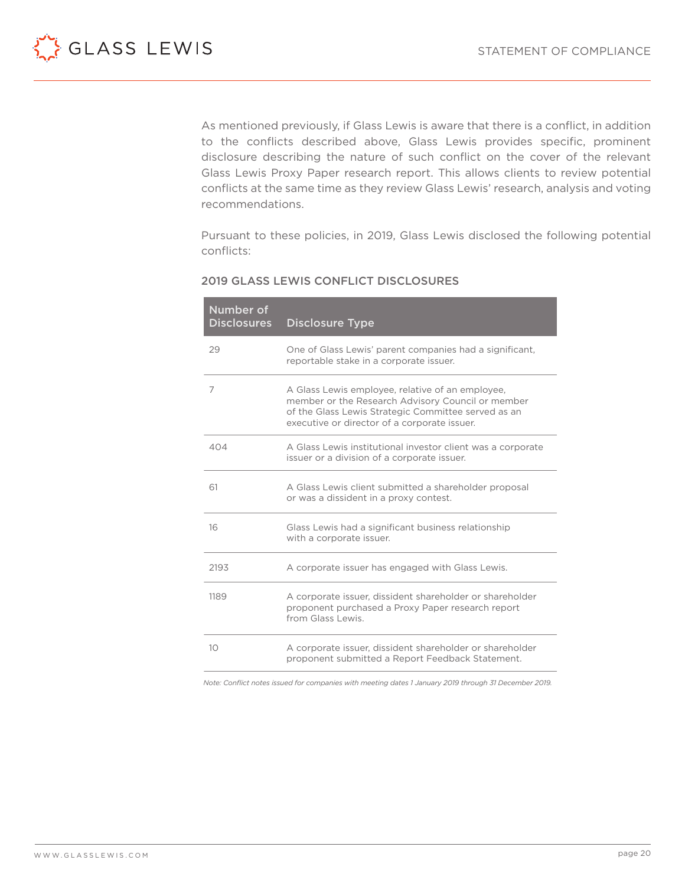As mentioned previously, if Glass Lewis is aware that there is a conflict, in addition to the conflicts described above, Glass Lewis provides specific, prominent disclosure describing the nature of such conflict on the cover of the relevant Glass Lewis Proxy Paper research report. This allows clients to review potential conflicts at the same time as they review Glass Lewis' research, analysis and voting recommendations.

Pursuant to these policies, in 2019, Glass Lewis disclosed the following potential conflicts:

### 2019 GLASS LEWIS CONFLICT DISCLOSURES

| Number of Disclosures | Disclosure Type |
|---|---|
| 29 | One of Glass Lewis' parent companies had a significant, reportable stake in a corporate issuer. |
| 7 | A Glass Lewis employee, relative of an employee, member or the Research Advisory Council or member of the Glass Lewis Strategic Committee served as an executive or director of a corporate issuer. |
| 404 | A Glass Lewis institutional investor client was a corporate issuer or a division of a corporate issuer. |
| 61 | A Glass Lewis client submitted a shareholder proposal or was a dissident in a proxy contest. |
| 16 | Glass Lewis had a significant business relationship with a corporate issuer. |
| 2193 | A corporate issuer has engaged with Glass Lewis. |
| 1189 | A corporate issuer, dissident shareholder or shareholder proponent purchased a Proxy Paper research report from Glass Lewis. |
| 10 | A corporate issuer, dissident shareholder or shareholder proponent submitted a Report Feedback Statement. |

*Note: Conflict notes issued for companies with meeting dates 1 January 2019 through 31 December 2019.*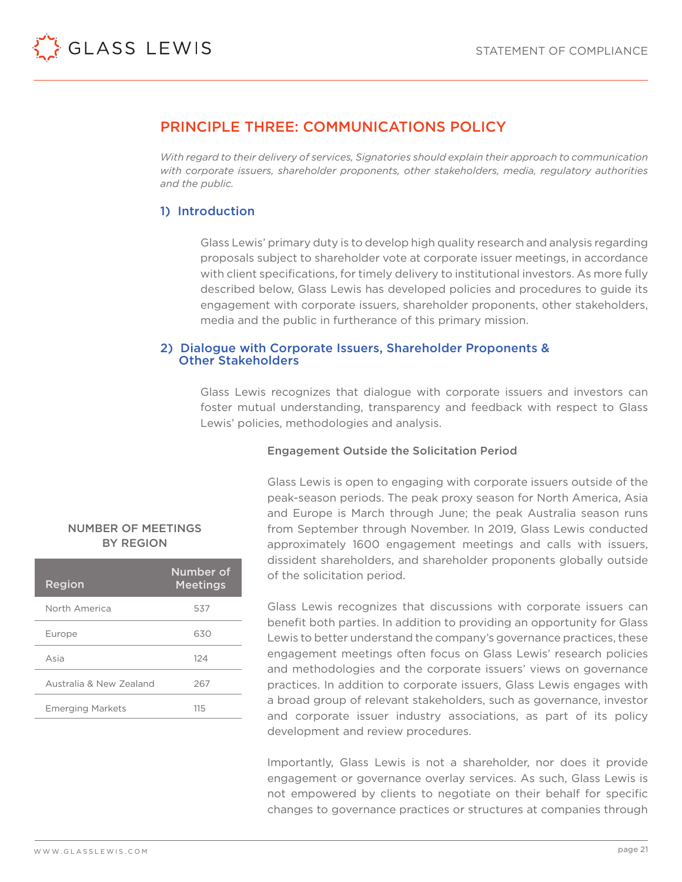## PRINCIPLE THREE: COMMUNICATIONS POLICY

*With regard to their delivery of services, Signatories should explain their approach to communication with corporate issuers, shareholder proponents, other stakeholders, media, regulatory authorities and the public.*

### 1) Introduction

Glass Lewis' primary duty is to develop high quality research and analysis regarding proposals subject to shareholder vote at corporate issuer meetings, in accordance with client specifications, for timely delivery to institutional investors. As more fully described below, Glass Lewis has developed policies and procedures to guide its engagement with corporate issuers, shareholder proponents, other stakeholders, media and the public in furtherance of this primary mission.

### 2) Dialogue with Corporate Issuers, Shareholder Proponents & Other Stakeholders

Glass Lewis recognizes that dialogue with corporate issuers and investors can foster mutual understanding, transparency and feedback with respect to Glass Lewis' policies, methodologies and analysis.

#### Engagement Outside the Solicitation Period

Glass Lewis is open to engaging with corporate issuers outside of the peak-season periods. The peak proxy season for North America, Asia and Europe is March through June; the peak Australia season runs from September through November. In 2019, Glass Lewis conducted approximately 1600 engagement meetings and calls with issuers, dissident shareholders, and shareholder proponents globally outside of the solicitation period.

**NUMBER OF MEETINGS BY REGION**

| Region | Number of Meetings |
|---|---|
| North America | 537 |
| Europe | 630 |
| Asia | 124 |
| Australia & New Zealand | 267 |
| Emerging Markets | 115 |

Glass Lewis recognizes that discussions with corporate issuers can benefit both parties. In addition to providing an opportunity for Glass Lewis to better understand the company's governance practices, these engagement meetings often focus on Glass Lewis' research policies and methodologies and the corporate issuers' views on governance practices. In addition to corporate issuers, Glass Lewis engages with a broad group of relevant stakeholders, such as governance, investor and corporate issuer industry associations, as part of its policy development and review procedures.

Importantly, Glass Lewis is not a shareholder, nor does it provide engagement or governance overlay services. As such, Glass Lewis is not empowered by clients to negotiate on their behalf for specific changes to governance practices or structures at companies through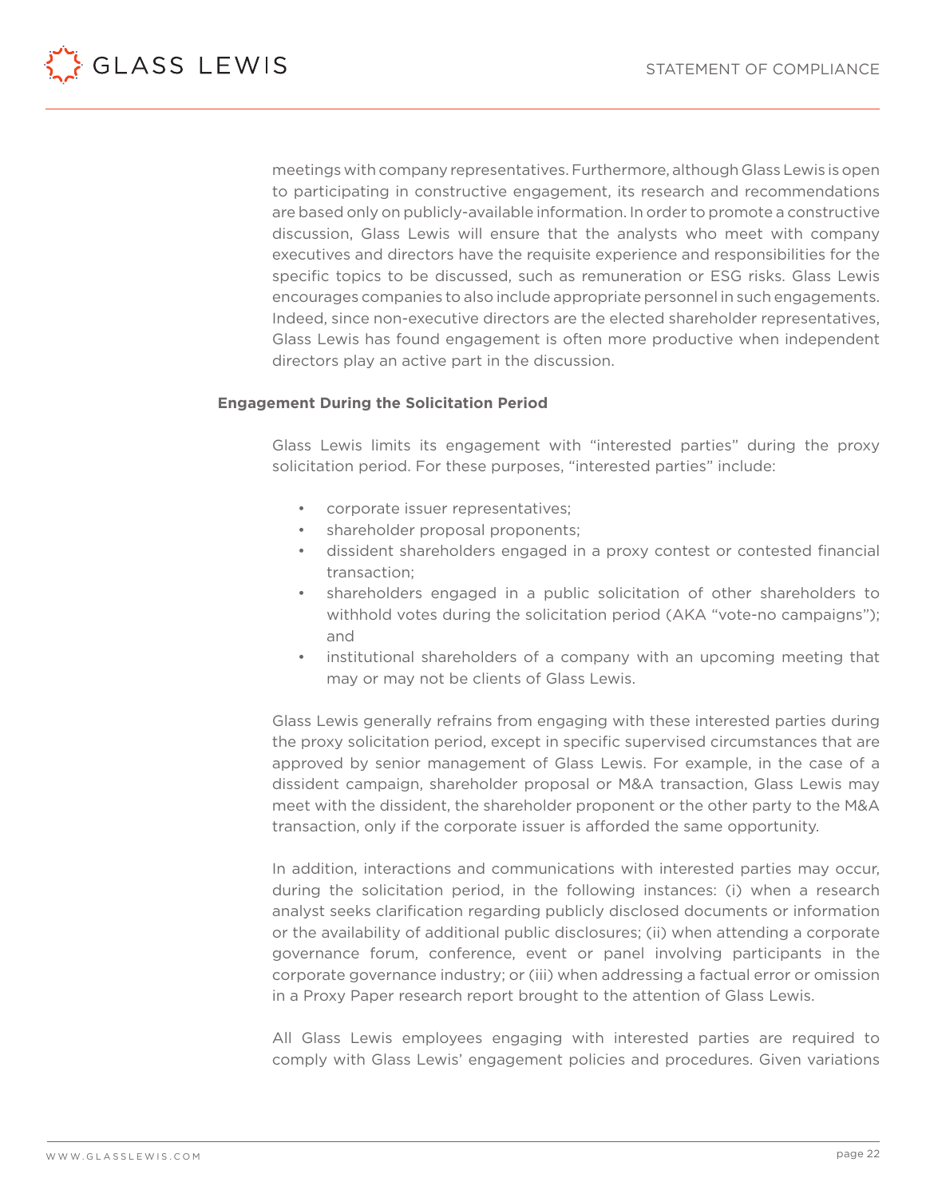meetings with company representatives. Furthermore, although Glass Lewis is open to participating in constructive engagement, its research and recommendations are based only on publicly-available information. In order to promote a constructive discussion, Glass Lewis will ensure that the analysts who meet with company executives and directors have the requisite experience and responsibilities for the specific topics to be discussed, such as remuneration or ESG risks. Glass Lewis encourages companies to also include appropriate personnel in such engagements. Indeed, since non-executive directors are the elected shareholder representatives, Glass Lewis has found engagement is often more productive when independent directors play an active part in the discussion.

**Engagement During the Solicitation Period**

Glass Lewis limits its engagement with "interested parties" during the proxy solicitation period. For these purposes, "interested parties" include:

- corporate issuer representatives;
- shareholder proposal proponents;
- dissident shareholders engaged in a proxy contest or contested financial transaction;
- shareholders engaged in a public solicitation of other shareholders to withhold votes during the solicitation period (AKA "vote-no campaigns"); and
- institutional shareholders of a company with an upcoming meeting that may or may not be clients of Glass Lewis.

Glass Lewis generally refrains from engaging with these interested parties during the proxy solicitation period, except in specific supervised circumstances that are approved by senior management of Glass Lewis. For example, in the case of a dissident campaign, shareholder proposal or M&A transaction, Glass Lewis may meet with the dissident, the shareholder proponent or the other party to the M&A transaction, only if the corporate issuer is afforded the same opportunity.

In addition, interactions and communications with interested parties may occur, during the solicitation period, in the following instances: (i) when a research analyst seeks clarification regarding publicly disclosed documents or information or the availability of additional public disclosures; (ii) when attending a corporate governance forum, conference, event or panel involving participants in the corporate governance industry; or (iii) when addressing a factual error or omission in a Proxy Paper research report brought to the attention of Glass Lewis.

All Glass Lewis employees engaging with interested parties are required to comply with Glass Lewis' engagement policies and procedures. Given variations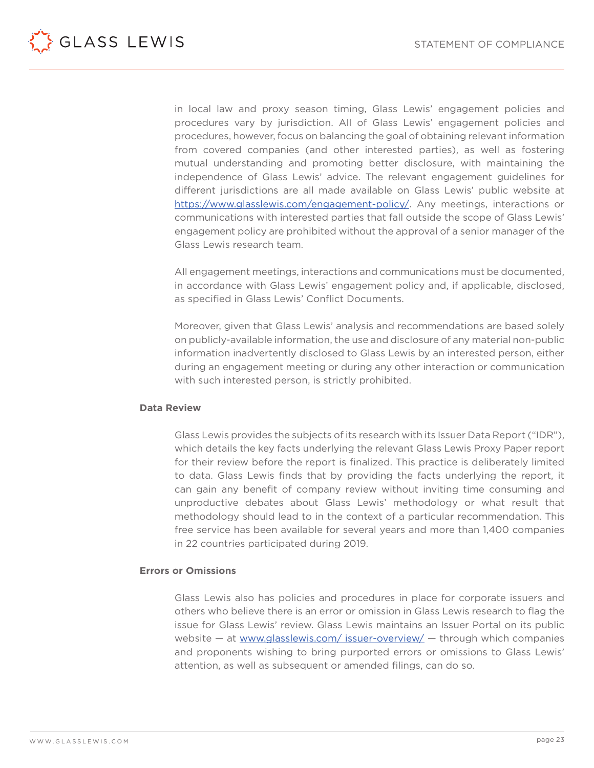in local law and proxy season timing, Glass Lewis' engagement policies and procedures vary by jurisdiction. All of Glass Lewis' engagement policies and procedures, however, focus on balancing the goal of obtaining relevant information from covered companies (and other interested parties), as well as fostering mutual understanding and promoting better disclosure, with maintaining the independence of Glass Lewis' advice. The relevant engagement guidelines for different jurisdictions are all made available on Glass Lewis' public website at https://www.glasslewis.com/engagement-policy/. Any meetings, interactions or communications with interested parties that fall outside the scope of Glass Lewis' engagement policy are prohibited without the approval of a senior manager of the Glass Lewis research team.

All engagement meetings, interactions and communications must be documented, in accordance with Glass Lewis' engagement policy and, if applicable, disclosed, as specified in Glass Lewis' Conflict Documents.

Moreover, given that Glass Lewis' analysis and recommendations are based solely on publicly-available information, the use and disclosure of any material non-public information inadvertently disclosed to Glass Lewis by an interested person, either during an engagement meeting or during any other interaction or communication with such interested person, is strictly prohibited.

**Data Review**

Glass Lewis provides the subjects of its research with its Issuer Data Report ("IDR"), which details the key facts underlying the relevant Glass Lewis Proxy Paper report for their review before the report is finalized. This practice is deliberately limited to data. Glass Lewis finds that by providing the facts underlying the report, it can gain any benefit of company review without inviting time consuming and unproductive debates about Glass Lewis' methodology or what result that methodology should lead to in the context of a particular recommendation. This free service has been available for several years and more than 1,400 companies in 22 countries participated during 2019.

**Errors or Omissions**

Glass Lewis also has policies and procedures in place for corporate issuers and others who believe there is an error or omission in Glass Lewis research to flag the issue for Glass Lewis' review. Glass Lewis maintains an Issuer Portal on its public website — at www.glasslewis.com/ issuer-overview/ — through which companies and proponents wishing to bring purported errors or omissions to Glass Lewis' attention, as well as subsequent or amended filings, can do so.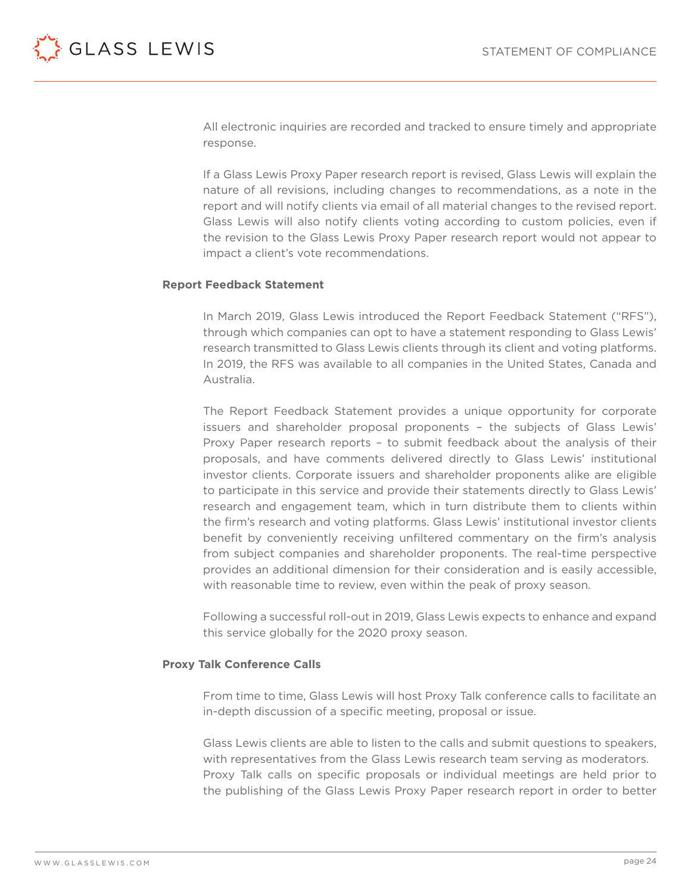All electronic inquiries are recorded and tracked to ensure timely and appropriate response.

If a Glass Lewis Proxy Paper research report is revised, Glass Lewis will explain the nature of all revisions, including changes to recommendations, as a note in the report and will notify clients via email of all material changes to the revised report. Glass Lewis will also notify clients voting according to custom policies, even if the revision to the Glass Lewis Proxy Paper research report would not appear to impact a client's vote recommendations.

**Report Feedback Statement**

In March 2019, Glass Lewis introduced the Report Feedback Statement ("RFS"), through which companies can opt to have a statement responding to Glass Lewis' research transmitted to Glass Lewis clients through its client and voting platforms. In 2019, the RFS was available to all companies in the United States, Canada and Australia.

The Report Feedback Statement provides a unique opportunity for corporate issuers and shareholder proposal proponents – the subjects of Glass Lewis' Proxy Paper research reports – to submit feedback about the analysis of their proposals, and have comments delivered directly to Glass Lewis' institutional investor clients. Corporate issuers and shareholder proponents alike are eligible to participate in this service and provide their statements directly to Glass Lewis' research and engagement team, which in turn distribute them to clients within the firm's research and voting platforms. Glass Lewis' institutional investor clients benefit by conveniently receiving unfiltered commentary on the firm's analysis from subject companies and shareholder proponents. The real-time perspective provides an additional dimension for their consideration and is easily accessible, with reasonable time to review, even within the peak of proxy season.

Following a successful roll-out in 2019, Glass Lewis expects to enhance and expand this service globally for the 2020 proxy season.

**Proxy Talk Conference Calls**

From time to time, Glass Lewis will host Proxy Talk conference calls to facilitate an in-depth discussion of a specific meeting, proposal or issue.

Glass Lewis clients are able to listen to the calls and submit questions to speakers, with representatives from the Glass Lewis research team serving as moderators. Proxy Talk calls on specific proposals or individual meetings are held prior to the publishing of the Glass Lewis Proxy Paper research report in order to better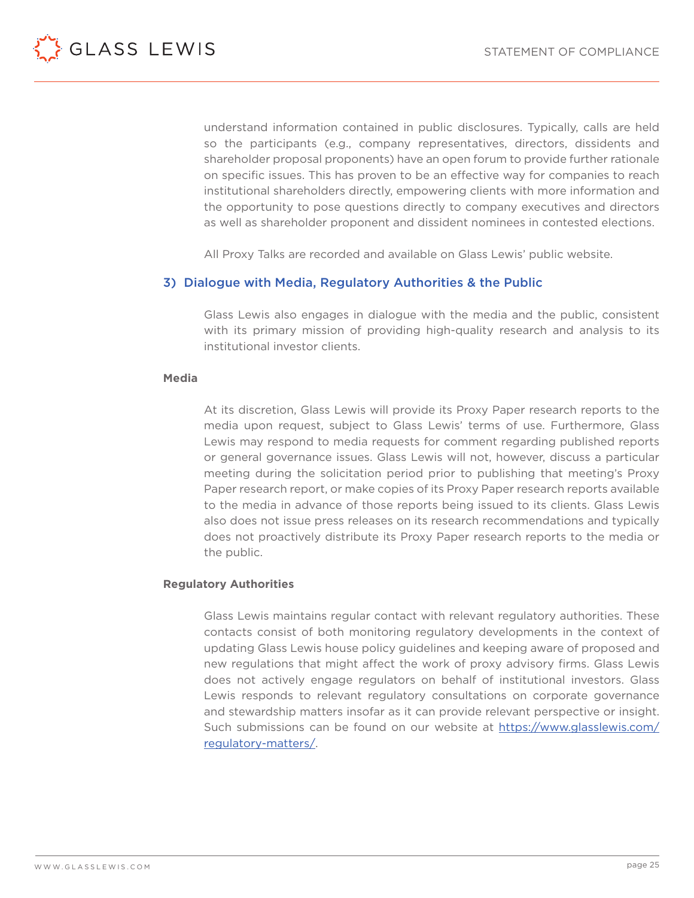understand information contained in public disclosures. Typically, calls are held so the participants (e.g., company representatives, directors, dissidents and shareholder proposal proponents) have an open forum to provide further rationale on specific issues. This has proven to be an effective way for companies to reach institutional shareholders directly, empowering clients with more information and the opportunity to pose questions directly to company executives and directors as well as shareholder proponent and dissident nominees in contested elections.

All Proxy Talks are recorded and available on Glass Lewis' public website.

## 3) Dialogue with Media, Regulatory Authorities & the Public

Glass Lewis also engages in dialogue with the media and the public, consistent with its primary mission of providing high-quality research and analysis to its institutional investor clients.

**Media**

At its discretion, Glass Lewis will provide its Proxy Paper research reports to the media upon request, subject to Glass Lewis' terms of use. Furthermore, Glass Lewis may respond to media requests for comment regarding published reports or general governance issues. Glass Lewis will not, however, discuss a particular meeting during the solicitation period prior to publishing that meeting's Proxy Paper research report, or make copies of its Proxy Paper research reports available to the media in advance of those reports being issued to its clients. Glass Lewis also does not issue press releases on its research recommendations and typically does not proactively distribute its Proxy Paper research reports to the media or the public.

**Regulatory Authorities**

Glass Lewis maintains regular contact with relevant regulatory authorities. These contacts consist of both monitoring regulatory developments in the context of updating Glass Lewis house policy guidelines and keeping aware of proposed and new regulations that might affect the work of proxy advisory firms. Glass Lewis does not actively engage regulators on behalf of institutional investors. Glass Lewis responds to relevant regulatory consultations on corporate governance and stewardship matters insofar as it can provide relevant perspective or insight. Such submissions can be found on our website at [https://www.glasslewis.com/regulatory-matters/](https://www.glasslewis.com/regulatory-matters/).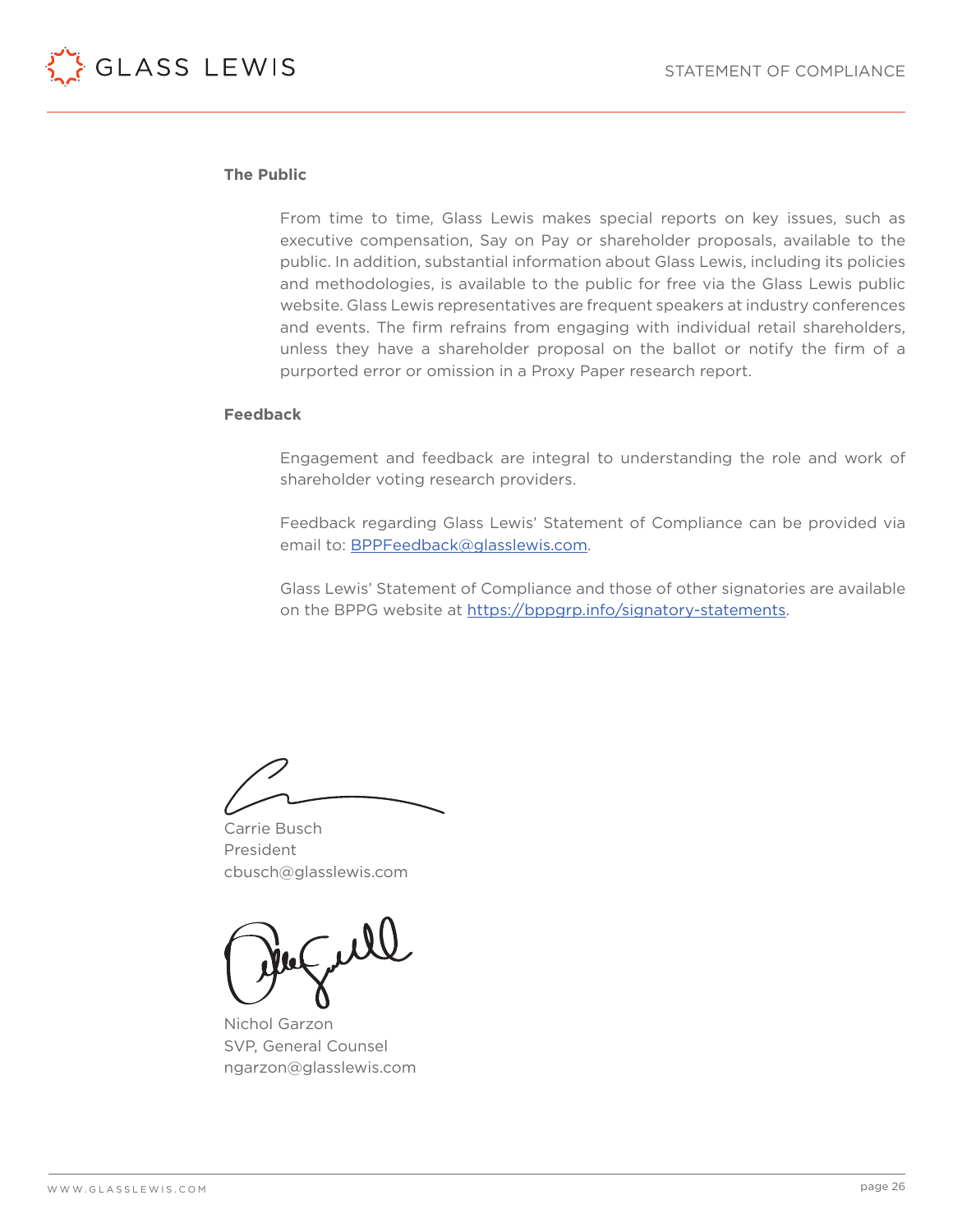**The Public**

From time to time, Glass Lewis makes special reports on key issues, such as executive compensation, Say on Pay or shareholder proposals, available to the public. In addition, substantial information about Glass Lewis, including its policies and methodologies, is available to the public for free via the Glass Lewis public website. Glass Lewis representatives are frequent speakers at industry conferences and events. The firm refrains from engaging with individual retail shareholders, unless they have a shareholder proposal on the ballot or notify the firm of a purported error or omission in a Proxy Paper research report.

**Feedback**

Engagement and feedback are integral to understanding the role and work of shareholder voting research providers.

Feedback regarding Glass Lewis' Statement of Compliance can be provided via email to: BPPFeedback@glasslewis.com.

Glass Lewis' Statement of Compliance and those of other signatories are available on the BPPG website at https://bppgrp.info/signatory-statements.

Carrie Busch
President
cbusch@glasslewis.com

Nichol Garzon
SVP, General Counsel
ngarzon@glasslewis.com